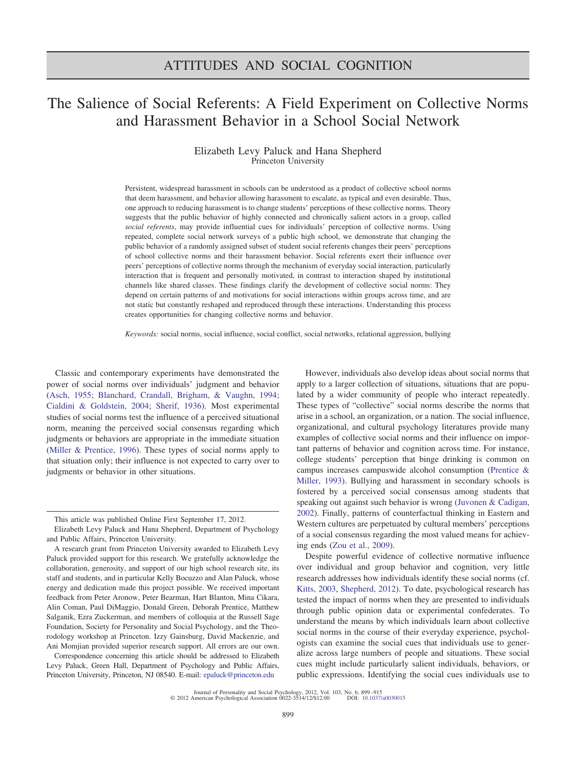ATTITUDES AND SOCIAL COGNITION

# The Salience of Social Referents: A Field Experiment on Collective Norms and Harassment Behavior in a School Social Network

Elizabeth Levy Paluck and Hana Shepherd
Princeton University

Persistent, widespread harassment in schools can be understood as a product of collective school norms that deem harassment, and behavior allowing harassment to escalate, as typical and even desirable. Thus, one approach to reducing harassment is to change students' perceptions of these collective norms. Theory suggests that the public behavior of highly connected and chronically salient actors in a group, called *social referents*, may provide influential cues for individuals' perception of collective norms. Using repeated, complete social network surveys of a public high school, we demonstrate that changing the public behavior of a randomly assigned subset of student social referents changes their peers' perceptions of school collective norms and their harassment behavior. Social referents exert their influence over peers' perceptions of collective norms through the mechanism of everyday social interaction, particularly interaction that is frequent and personally motivated, in contrast to interaction shaped by institutional channels like shared classes. These findings clarify the development of collective social norms: They depend on certain patterns of and motivations for social interactions within groups across time, and are not static but constantly reshaped and reproduced through these interactions. Understanding this process creates opportunities for changing collective norms and behavior.

*Keywords:* social norms, social influence, social conflict, social networks, relational aggression, bullying

Classic and contemporary experiments have demonstrated the power of social norms over individuals' judgment and behavior (Asch, 1955; Blanchard, Crandall, Brigham, & Vaughn, 1994; Cialdini & Goldstein, 2004; Sherif, 1936). Most experimental studies of social norms test the influence of a perceived situational norm, meaning the perceived social consensus regarding which judgments or behaviors are appropriate in the immediate situation (Miller & Prentice, 1996). These types of social norms apply to that situation only; their influence is not expected to carry over to judgments or behavior in other situations.

However, individuals also develop ideas about social norms that apply to a larger collection of situations, situations that are populated by a wider community of people who interact repeatedly. These types of "collective" social norms describe the norms that arise in a school, an organization, or a nation. The social influence, organizational, and cultural psychology literatures provide many examples of collective social norms and their influence on important patterns of behavior and cognition across time. For instance, college students' perception that binge drinking is common on campus increases campuswide alcohol consumption (Prentice & Miller, 1993). Bullying and harassment in secondary schools is fostered by a perceived social consensus among students that speaking out against such behavior is wrong (Juvonen & Cadigan, 2002). Finally, patterns of counterfactual thinking in Eastern and Western cultures are perpetuated by cultural members' perceptions of a social consensus regarding the most valued means for achieving ends (Zou et al., 2009).

Despite powerful evidence of collective normative influence over individual and group behavior and cognition, very little research addresses how individuals identify these social norms (cf. Kitts, 2003, Shepherd, 2012). To date, psychological research has tested the impact of norms when they are presented to individuals through public opinion data or experimental confederates. To understand the means by which individuals learn about collective social norms in the course of their everyday experience, psychologists can examine the social cues that individuals use to generalize across large numbers of people and situations. These social cues might include particularly salient individuals, behaviors, or public expressions. Identifying the social cues individuals use to

---

This article was published Online First September 17, 2012.

Elizabeth Levy Paluck and Hana Shepherd, Department of Psychology and Public Affairs, Princeton University.

A research grant from Princeton University awarded to Elizabeth Levy Paluck provided support for this research. We gratefully acknowledge the collaboration, generosity, and support of our high school research site, its staff and students, and in particular Kelly Bocuzzo and Alan Paluck, whose energy and dedication made this project possible. We received important feedback from Peter Aronow, Peter Bearman, Hart Blanton, Mina Cikara, Alin Coman, Paul DiMaggio, Donald Green, Deborah Prentice, Matthew Salganik, Ezra Zuckerman, and members of colloquia at the Russell Sage Foundation, Society for Personality and Social Psychology, and the Theorodology workshop at Princeton. Izzy Gainsburg, David Mackenzie, and Ani Momjian provided superior research support. All errors are our own.

Correspondence concerning this article should be addressed to Elizabeth Levy Paluck, Green Hall, Department of Psychology and Public Affairs, Princeton University, Princeton, NJ 08540. E-mail: epaluck@princeton.edu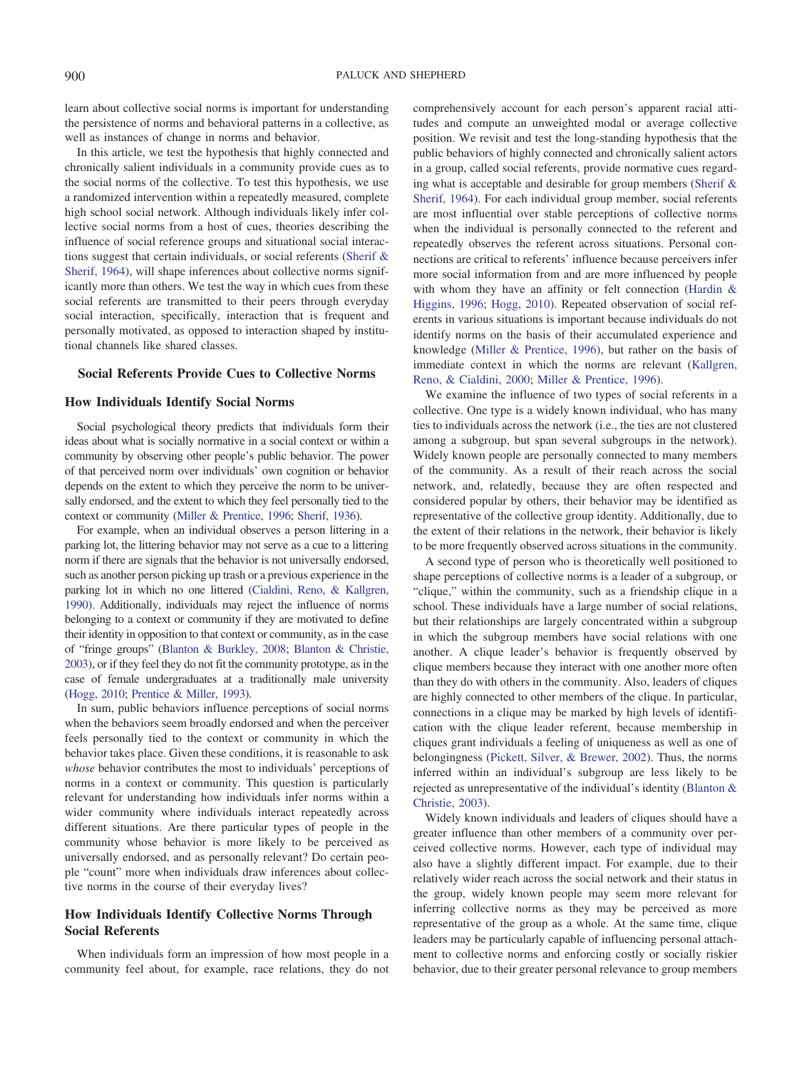learn about collective social norms is important for understanding the persistence of norms and behavioral patterns in a collective, as well as instances of change in norms and behavior.

In this article, we test the hypothesis that highly connected and chronically salient individuals in a community provide cues as to the social norms of the collective. To test this hypothesis, we use a randomized intervention within a repeatedly measured, complete high school social network. Although individuals likely infer collective social norms from a host of cues, theories describing the influence of social reference groups and situational social interactions suggest that certain individuals, or social referents (Sherif & Sherif, 1964), will shape inferences about collective norms significantly more than others. We test the way in which cues from these social referents are transmitted to their peers through everyday social interaction, specifically, interaction that is frequent and personally motivated, as opposed to interaction shaped by institutional channels like shared classes.

## Social Referents Provide Cues to Collective Norms

### How Individuals Identify Social Norms

Social psychological theory predicts that individuals form their ideas about what is socially normative in a social context or within a community by observing other people's public behavior. The power of that perceived norm over individuals' own cognition or behavior depends on the extent to which they perceive the norm to be universally endorsed, and the extent to which they feel personally tied to the context or community (Miller & Prentice, 1996; Sherif, 1936).

For example, when an individual observes a person littering in a parking lot, the littering behavior may not serve as a cue to a littering norm if there are signals that the behavior is not universally endorsed, such as another person picking up trash or a previous experience in the parking lot in which no one littered (Cialdini, Reno, & Kallgren, 1990). Additionally, individuals may reject the influence of norms belonging to a context or community if they are motivated to define their identity in opposition to that context or community, as in the case of "fringe groups" (Blanton & Burkley, 2008; Blanton & Christie, 2003), or if they feel they do not fit the community prototype, as in the case of female undergraduates at a traditionally male university (Hogg, 2010; Prentice & Miller, 1993).

In sum, public behaviors influence perceptions of social norms when the behaviors seem broadly endorsed and when the perceiver feels personally tied to the context or community in which the behavior takes place. Given these conditions, it is reasonable to ask *whose* behavior contributes the most to individuals' perceptions of norms in a context or community. This question is particularly relevant for understanding how individuals infer norms within a wider community where individuals interact repeatedly across different situations. Are there particular types of people in the community whose behavior is more likely to be perceived as universally endorsed, and as personally relevant? Do certain people "count" more when individuals draw inferences about collective norms in the course of their everyday lives?

### How Individuals Identify Collective Norms Through Social Referents

When individuals form an impression of how most people in a community feel about, for example, race relations, they do not comprehensively account for each person's apparent racial attitudes and compute an unweighted modal or average collective position. We revisit and test the long-standing hypothesis that the public behaviors of highly connected and chronically salient actors in a group, called social referents, provide normative cues regarding what is acceptable and desirable for group members (Sherif & Sherif, 1964). For each individual group member, social referents are most influential over stable perceptions of collective norms when the individual is personally connected to the referent and repeatedly observes the referent across situations. Personal connections are critical to referents' influence because perceivers infer more social information from and are more influenced by people with whom they have an affinity or felt connection (Hardin & Higgins, 1996; Hogg, 2010). Repeated observation of social referents in various situations is important because individuals do not identify norms on the basis of their accumulated experience and knowledge (Miller & Prentice, 1996), but rather on the basis of immediate context in which the norms are relevant (Kallgren, Reno, & Cialdini, 2000; Miller & Prentice, 1996).

We examine the influence of two types of social referents in a collective. One type is a widely known individual, who has many ties to individuals across the network (i.e., the ties are not clustered among a subgroup, but span several subgroups in the network). Widely known people are personally connected to many members of the community. As a result of their reach across the social network, and, relatedly, because they are often respected and considered popular by others, their behavior may be identified as representative of the collective group identity. Additionally, due to the extent of their relations in the network, their behavior is likely to be more frequently observed across situations in the community.

A second type of person who is theoretically well positioned to shape perceptions of collective norms is a leader of a subgroup, or "clique," within the community, such as a friendship clique in a school. These individuals have a large number of social relations, but their relationships are largely concentrated within a subgroup in which the subgroup members have social relations with one another. A clique leader's behavior is frequently observed by clique members because they interact with one another more often than they do with others in the community. Also, leaders of cliques are highly connected to other members of the clique. In particular, connections in a clique may be marked by high levels of identification with the clique leader referent, because membership in cliques grant individuals a feeling of uniqueness as well as one of belongingness (Pickett, Silver, & Brewer, 2002). Thus, the norms inferred within an individual's subgroup are less likely to be rejected as unrepresentative of the individual's identity (Blanton & Christie, 2003).

Widely known individuals and leaders of cliques should have a greater influence than other members of a community over perceived collective norms. However, each type of individual may also have a slightly different impact. For example, due to their relatively wider reach across the social network and their status in the group, widely known people may seem more relevant for inferring collective norms as they may be perceived as more representative of the group as a whole. At the same time, clique leaders may be particularly capable of influencing personal attachment to collective norms and enforcing costly or socially riskier behavior, due to their greater personal relevance to group members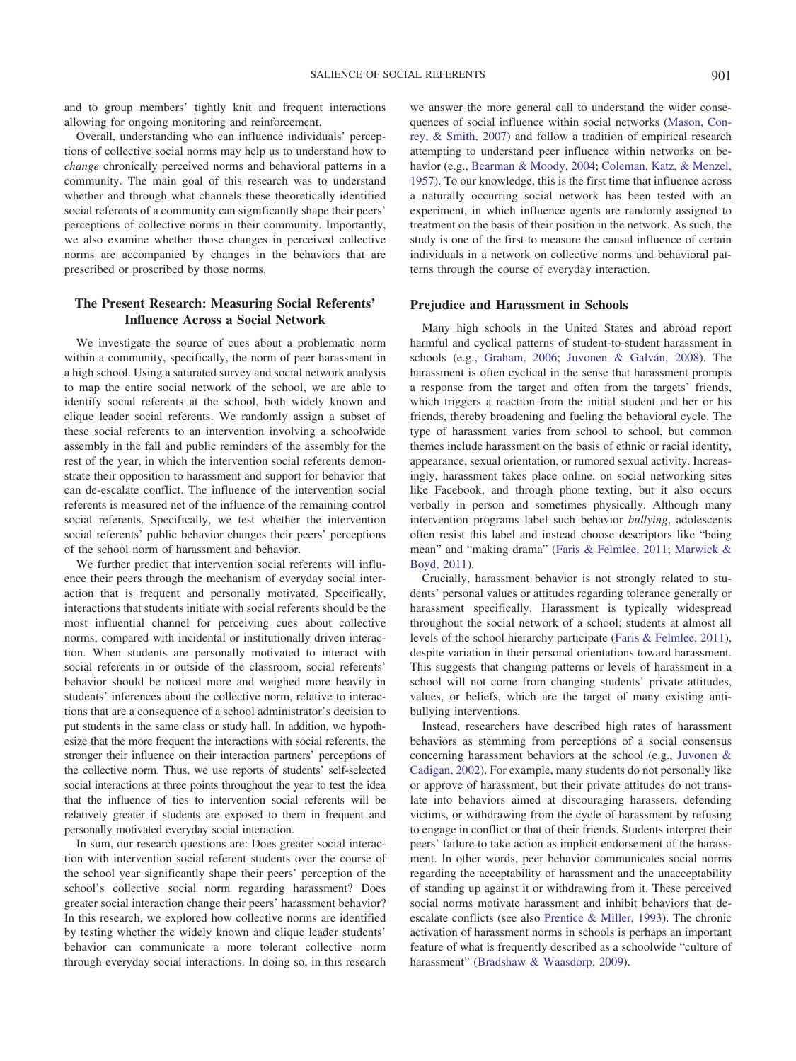and to group members' tightly knit and frequent interactions allowing for ongoing monitoring and reinforcement.

Overall, understanding who can influence individuals' perceptions of collective social norms may help us to understand how to *change* chronically perceived norms and behavioral patterns in a community. The main goal of this research was to understand whether and through what channels these theoretically identified social referents of a community can significantly shape their peers' perceptions of collective norms in their community. Importantly, we also examine whether those changes in perceived collective norms are accompanied by changes in the behaviors that are prescribed or proscribed by those norms.

## The Present Research: Measuring Social Referents' Influence Across a Social Network

We investigate the source of cues about a problematic norm within a community, specifically, the norm of peer harassment in a high school. Using a saturated survey and social network analysis to map the entire social network of the school, we are able to identify social referents at the school, both widely known and clique leader social referents. We randomly assign a subset of these social referents to an intervention involving a schoolwide assembly in the fall and public reminders of the assembly for the rest of the year, in which the intervention social referents demonstrate their opposition to harassment and support for behavior that can de-escalate conflict. The influence of the intervention social referents is measured net of the influence of the remaining control social referents. Specifically, we test whether the intervention social referents' public behavior changes their peers' perceptions of the school norm of harassment and behavior.

We further predict that intervention social referents will influence their peers through the mechanism of everyday social interaction that is frequent and personally motivated. Specifically, interactions that students initiate with social referents should be the most influential channel for perceiving cues about collective norms, compared with incidental or institutionally driven interaction. When students are personally motivated to interact with social referents in or outside of the classroom, social referents' behavior should be noticed more and weighed more heavily in students' inferences about the collective norm, relative to interactions that are a consequence of a school administrator's decision to put students in the same class or study hall. In addition, we hypothesize that the more frequent the interactions with social referents, the stronger their influence on their interaction partners' perceptions of the collective norm. Thus, we use reports of students' self-selected social interactions at three points throughout the year to test the idea that the influence of ties to intervention social referents will be relatively greater if students are exposed to them in frequent and personally motivated everyday social interaction.

In sum, our research questions are: Does greater social interaction with intervention social referent students over the course of the school year significantly shape their peers' perception of the school's collective social norm regarding harassment? Does greater social interaction change their peers' harassment behavior? In this research, we explored how collective norms are identified by testing whether the widely known and clique leader students' behavior can communicate a more tolerant collective norm through everyday social interactions. In doing so, in this research we answer the more general call to understand the wider consequences of social influence within social networks (Mason, Conrey, & Smith, 2007) and follow a tradition of empirical research attempting to understand peer influence within networks on behavior (e.g., Bearman & Moody, 2004; Coleman, Katz, & Menzel, 1957). To our knowledge, this is the first time that influence across a naturally occurring social network has been tested with an experiment, in which influence agents are randomly assigned to treatment on the basis of their position in the network. As such, the study is one of the first to measure the causal influence of certain individuals in a network on collective norms and behavioral patterns through the course of everyday interaction.

## Prejudice and Harassment in Schools

Many high schools in the United States and abroad report harmful and cyclical patterns of student-to-student harassment in schools (e.g., Graham, 2006; Juvonen & Galván, 2008). The harassment is often cyclical in the sense that harassment prompts a response from the target and often from the targets' friends, which triggers a reaction from the initial student and her or his friends, thereby broadening and fueling the behavioral cycle. The type of harassment varies from school to school, but common themes include harassment on the basis of ethnic or racial identity, appearance, sexual orientation, or rumored sexual activity. Increasingly, harassment takes place online, on social networking sites like Facebook, and through phone texting, but it also occurs verbally in person and sometimes physically. Although many intervention programs label such behavior *bullying*, adolescents often resist this label and instead choose descriptors like "being mean" and "making drama" (Faris & Felmlee, 2011; Marwick & Boyd, 2011).

Crucially, harassment behavior is not strongly related to students' personal values or attitudes regarding tolerance generally or harassment specifically. Harassment is typically widespread throughout the social network of a school; students at almost all levels of the school hierarchy participate (Faris & Felmlee, 2011), despite variation in their personal orientations toward harassment. This suggests that changing patterns or levels of harassment in a school will not come from changing students' private attitudes, values, or beliefs, which are the target of many existing antibullying interventions.

Instead, researchers have described high rates of harassment behaviors as stemming from perceptions of a social consensus concerning harassment behaviors at the school (e.g., Juvonen & Cadigan, 2002). For example, many students do not personally like or approve of harassment, but their private attitudes do not translate into behaviors aimed at discouraging harassers, defending victims, or withdrawing from the cycle of harassment by refusing to engage in conflict or that of their friends. Students interpret their peers' failure to take action as implicit endorsement of the harassment. In other words, peer behavior communicates social norms regarding the acceptability of harassment and the unacceptability of standing up against it or withdrawing from it. These perceived social norms motivate harassment and inhibit behaviors that de-escalate conflicts (see also Prentice & Miller, 1993). The chronic activation of harassment norms in schools is perhaps an important feature of what is frequently described as a schoolwide "culture of harassment" (Bradshaw & Waasdorp, 2009).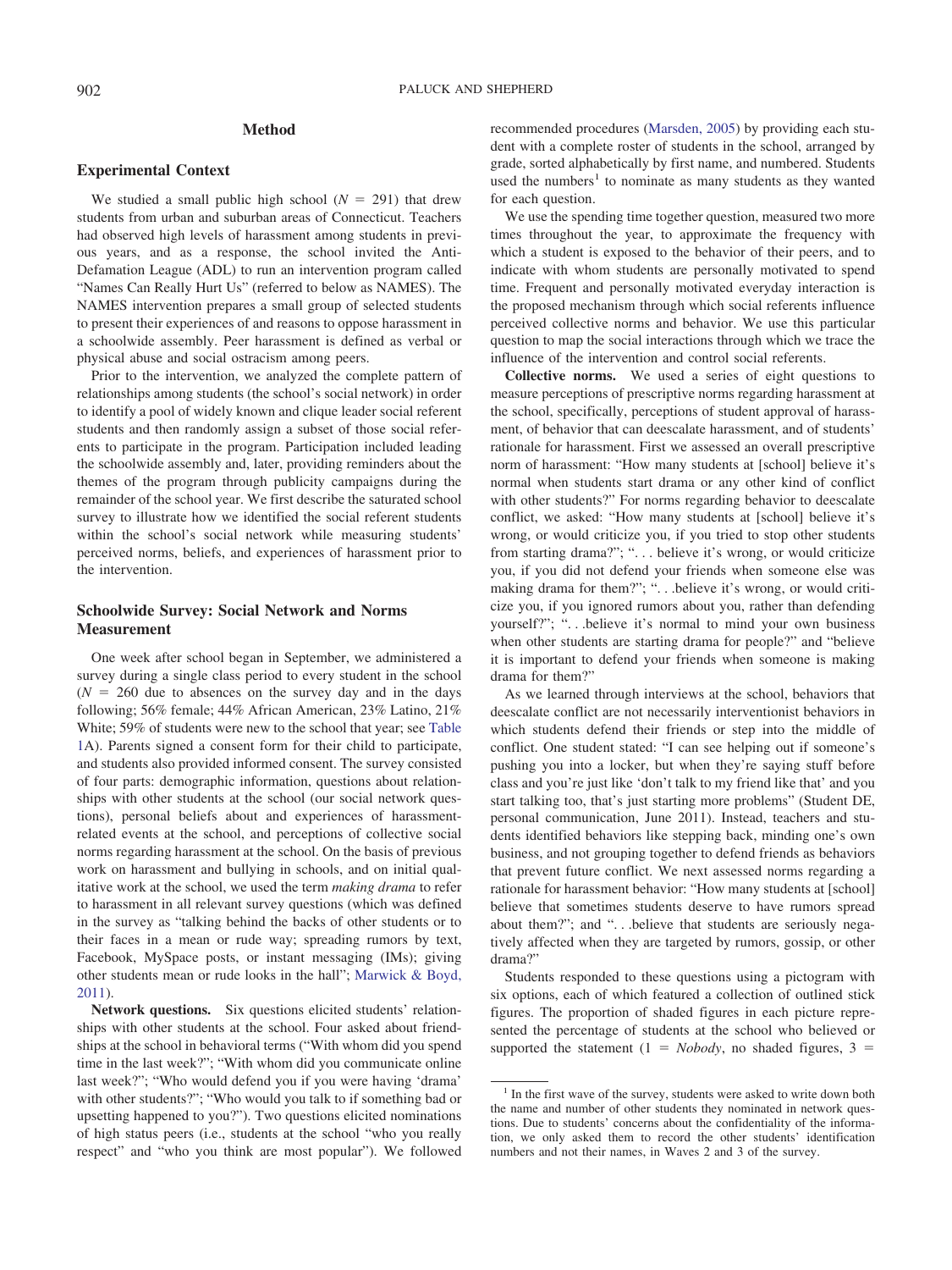## Method

### Experimental Context

We studied a small public high school ($N = 291$) that drew students from urban and suburban areas of Connecticut. Teachers had observed high levels of harassment among students in previous years, and as a response, the school invited the Anti-Defamation League (ADL) to run an intervention program called "Names Can Really Hurt Us" (referred to below as NAMES). The NAMES intervention prepares a small group of selected students to present their experiences of and reasons to oppose harassment in a schoolwide assembly. Peer harassment is defined as verbal or physical abuse and social ostracism among peers.

Prior to the intervention, we analyzed the complete pattern of relationships among students (the school's social network) in order to identify a pool of widely known and clique leader social referent students and then randomly assign a subset of those social referents to participate in the program. Participation included leading the schoolwide assembly and, later, providing reminders about the themes of the program through publicity campaigns during the remainder of the school year. We first describe the saturated school survey to illustrate how we identified the social referent students within the school's social network while measuring students' perceived norms, beliefs, and experiences of harassment prior to the intervention.

### Schoolwide Survey: Social Network and Norms Measurement

One week after school began in September, we administered a survey during a single class period to every student in the school ($N = 260$ due to absences on the survey day and in the days following; 56% female; 44% African American, 23% Latino, 21% White; 59% of students were new to the school that year; see Table 1A). Parents signed a consent form for their child to participate, and students also provided informed consent. The survey consisted of four parts: demographic information, questions about relationships with other students at the school (our social network questions), personal beliefs about and experiences of harassment-related events at the school, and perceptions of collective social norms regarding harassment at the school. On the basis of previous work on harassment and bullying in schools, and on initial qualitative work at the school, we used the term *making drama* to refer to harassment in all relevant survey questions (which was defined in the survey as "talking behind the backs of other students or to their faces in a mean or rude way; spreading rumors by text, Facebook, MySpace posts, or instant messaging (IMs); giving other students mean or rude looks in the hall"; Marwick & Boyd, 2011).

**Network questions.** Six questions elicited students' relationships with other students at the school. Four asked about friendships at the school in behavioral terms ("With whom did you spend time in the last week?"; "With whom did you communicate online last week?"; "Who would defend you if you were having 'drama' with other students?"; "Who would you talk to if something bad or upsetting happened to you?"). Two questions elicited nominations of high status peers (i.e., students at the school "who you really respect" and "who you think are most popular"). We followed recommended procedures (Marsden, 2005) by providing each student with a complete roster of students in the school, arranged by grade, sorted alphabetically by first name, and numbered. Students used the numbers[1] to nominate as many students as they wanted for each question.

We use the spending time together question, measured two more times throughout the year, to approximate the frequency with which a student is exposed to the behavior of their peers, and to indicate with whom students are personally motivated to spend time. Frequent and personally motivated everyday interaction is the proposed mechanism through which social referents influence perceived collective norms and behavior. We use this particular question to map the social interactions through which we trace the influence of the intervention and control social referents.

**Collective norms.** We used a series of eight questions to measure perceptions of prescriptive norms regarding harassment at the school, specifically, perceptions of student approval of harassment, of behavior that can deescalate harassment, and of students' rationale for harassment. First we assessed an overall prescriptive norm of harassment: "How many students at [school] believe it's normal when students start drama or any other kind of conflict with other students?" For norms regarding behavior to deescalate conflict, we asked: "How many students at [school] believe it's wrong, or would criticize you, if you tried to stop other students from starting drama?"; ". . . believe it's wrong, or would criticize you, if you did not defend your friends when someone else was making drama for them?"; ". . .believe it's wrong, or would criticize you, if you ignored rumors about you, rather than defending yourself?"; ". . .believe it's normal to mind your own business when other students are starting drama for people?" and "believe it is important to defend your friends when someone is making drama for them?"

As we learned through interviews at the school, behaviors that deescalate conflict are not necessarily interventionist behaviors in which students defend their friends or step into the middle of conflict. One student stated: "I can see helping out if someone's pushing you into a locker, but when they're saying stuff before class and you're just like 'don't talk to my friend like that' and you start talking too, that's just starting more problems" (Student DE, personal communication, June 2011). Instead, teachers and students identified behaviors like stepping back, minding one's own business, and not grouping together to defend friends as behaviors that prevent future conflict. We next assessed norms regarding a rationale for harassment behavior: "How many students at [school] believe that sometimes students deserve to have rumors spread about them?"; and ". . .believe that students are seriously negatively affected when they are targeted by rumors, gossip, or other drama?"

Students responded to these questions using a pictogram with six options, each of which featured a collection of outlined stick figures. The proportion of shaded figures in each picture represented the percentage of students at the school who believed or supported the statement (1 = *Nobody*, no shaded figures, 3 =

[1] In the first wave of the survey, students were asked to write down both the name and number of other students they nominated in network questions. Due to students' concerns about the confidentiality of the information, we only asked them to record the other students' identification numbers and not their names, in Waves 2 and 3 of the survey.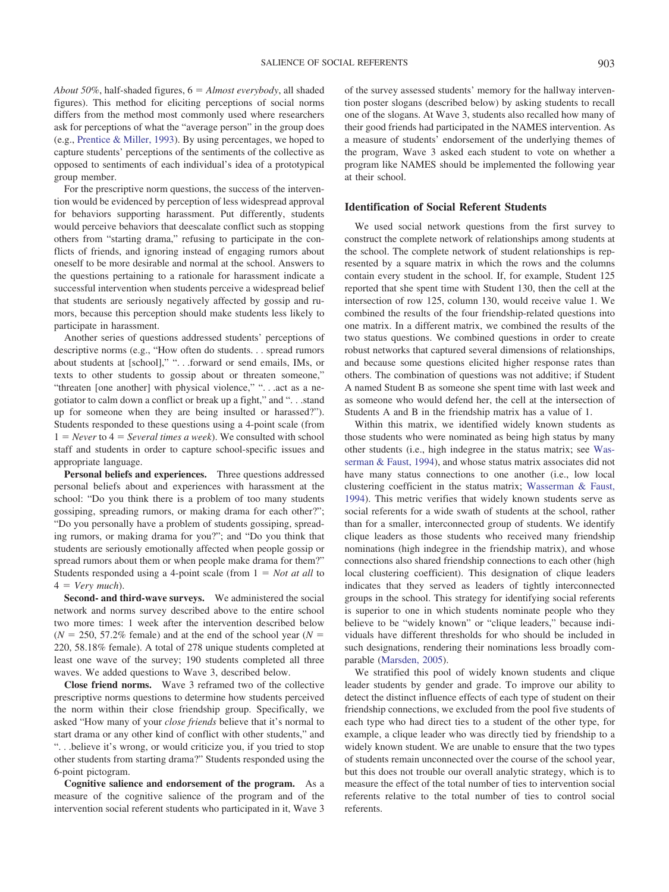*About 50%*, half-shaded figures, 6 = *Almost everybody*, all shaded figures). This method for eliciting perceptions of social norms differs from the method most commonly used where researchers ask for perceptions of what the "average person" in the group does (e.g., Prentice & Miller, 1993). By using percentages, we hoped to capture students' perceptions of the sentiments of the collective as opposed to sentiments of each individual's idea of a prototypical group member.

For the prescriptive norm questions, the success of the intervention would be evidenced by perception of less widespread approval for behaviors supporting harassment. Put differently, students would perceive behaviors that deescalate conflict such as stopping others from "starting drama," refusing to participate in the conflicts of friends, and ignoring instead of engaging rumors about oneself to be more desirable and normal at the school. Answers to the questions pertaining to a rationale for harassment indicate a successful intervention when students perceive a widespread belief that students are seriously negatively affected by gossip and rumors, because this perception should make students less likely to participate in harassment.

Another series of questions addressed students' perceptions of descriptive norms (e.g., "How often do students. . . spread rumors about students at [school]," ". . .forward or send emails, IMs, or texts to other students to gossip about or threaten someone," "threaten [one another] with physical violence," ". . .act as a negotiator to calm down a conflict or break up a fight," and ". . .stand up for someone when they are being insulted or harassed?"). Students responded to these questions using a 4-point scale (from 1 = *Never* to 4 = *Several times a week*). We consulted with school staff and students in order to capture school-specific issues and appropriate language.

**Personal beliefs and experiences.** Three questions addressed personal beliefs about and experiences with harassment at the school: "Do you think there is a problem of too many students gossiping, spreading rumors, or making drama for each other?"; "Do you personally have a problem of students gossiping, spreading rumors, or making drama for you?"; and "Do you think that students are seriously emotionally affected when people gossip or spread rumors about them or when people make drama for them?" Students responded using a 4-point scale (from 1 = *Not at all* to 4 = *Very much*).

**Second- and third-wave surveys.** We administered the social network and norms survey described above to the entire school two more times: 1 week after the intervention described below ($N$ = 250, 57.2% female) and at the end of the school year ($N$ = 220, 58.18% female). A total of 278 unique students completed at least one wave of the survey; 190 students completed all three waves. We added questions to Wave 3, described below.

**Close friend norms.** Wave 3 reframed two of the collective prescriptive norms questions to determine how students perceived the norm within their close friendship group. Specifically, we asked "How many of your *close friends* believe that it's normal to start drama or any other kind of conflict with other students," and ". . .believe it's wrong, or would criticize you, if you tried to stop other students from starting drama?" Students responded using the 6-point pictogram.

**Cognitive salience and endorsement of the program.** As a measure of the cognitive salience of the program and of the intervention social referent students who participated in it, Wave 3 of the survey assessed students' memory for the hallway intervention poster slogans (described below) by asking students to recall one of the slogans. At Wave 3, students also recalled how many of their good friends had participated in the NAMES intervention. As a measure of students' endorsement of the underlying themes of the program, Wave 3 asked each student to vote on whether a program like NAMES should be implemented the following year at their school.

## Identification of Social Referent Students

We used social network questions from the first survey to construct the complete network of relationships among students at the school. The complete network of student relationships is represented by a square matrix in which the rows and the columns contain every student in the school. If, for example, Student 125 reported that she spent time with Student 130, then the cell at the intersection of row 125, column 130, would receive value 1. We combined the results of the four friendship-related questions into one matrix. In a different matrix, we combined the results of the two status questions. We combined questions in order to create robust networks that captured several dimensions of relationships, and because some questions elicited higher response rates than others. The combination of questions was not additive; if Student A named Student B as someone she spent time with last week and as someone who would defend her, the cell at the intersection of Students A and B in the friendship matrix has a value of 1.

Within this matrix, we identified widely known students as those students who were nominated as being high status by many other students (i.e., high indegree in the status matrix; see Wasserman & Faust, 1994), and whose status matrix associates did not have many status connections to one another (i.e., low local clustering coefficient in the status matrix; Wasserman & Faust, 1994). This metric verifies that widely known students serve as social referents for a wide swath of students at the school, rather than for a smaller, interconnected group of students. We identify clique leaders as those students who received many friendship nominations (high indegree in the friendship matrix), and whose connections also shared friendship connections to each other (high local clustering coefficient). This designation of clique leaders indicates that they served as leaders of tightly interconnected groups in the school. This strategy for identifying social referents is superior to one in which students nominate people who they believe to be "widely known" or "clique leaders," because individuals have different thresholds for who should be included in such designations, rendering their nominations less broadly comparable (Marsden, 2005).

We stratified this pool of widely known students and clique leader students by gender and grade. To improve our ability to detect the distinct influence effects of each type of student on their friendship connections, we excluded from the pool five students of each type who had direct ties to a student of the other type, for example, a clique leader who was directly tied by friendship to a widely known student. We are unable to ensure that the two types of students remain unconnected over the course of the school year, but this does not trouble our overall analytic strategy, which is to measure the effect of the total number of ties to intervention social referents relative to the total number of ties to control social referents.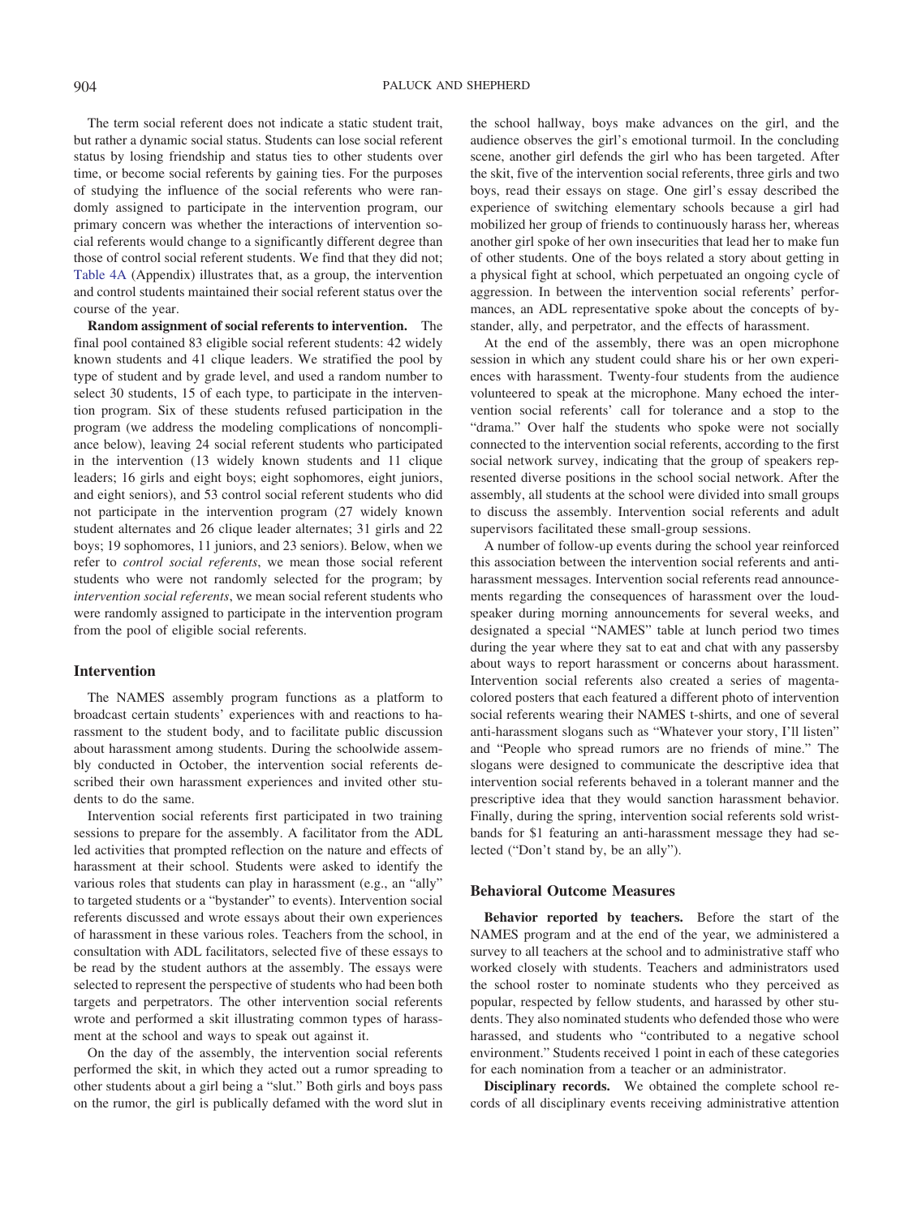The term social referent does not indicate a static student trait, but rather a dynamic social status. Students can lose social referent status by losing friendship and status ties to other students over time, or become social referents by gaining ties. For the purposes of studying the influence of the social referents who were randomly assigned to participate in the intervention program, our primary concern was whether the interactions of intervention social referents would change to a significantly different degree than those of control social referent students. We find that they did not; Table 4A (Appendix) illustrates that, as a group, the intervention and control students maintained their social referent status over the course of the year.

**Random assignment of social referents to intervention.** The final pool contained 83 eligible social referent students: 42 widely known students and 41 clique leaders. We stratified the pool by type of student and by grade level, and used a random number to select 30 students, 15 of each type, to participate in the intervention program. Six of these students refused participation in the program (we address the modeling complications of noncompliance below), leaving 24 social referent students who participated in the intervention (13 widely known students and 11 clique leaders; 16 girls and eight boys; eight sophomores, eight juniors, and eight seniors), and 53 control social referent students who did not participate in the intervention program (27 widely known student alternates and 26 clique leader alternates; 31 girls and 22 boys; 19 sophomores, 11 juniors, and 23 seniors). Below, when we refer to *control social referents*, we mean those social referent students who were not randomly selected for the program; by *intervention social referents*, we mean social referent students who were randomly assigned to participate in the intervention program from the pool of eligible social referents.

## Intervention

The NAMES assembly program functions as a platform to broadcast certain students' experiences with and reactions to harassment to the student body, and to facilitate public discussion about harassment among students. During the schoolwide assembly conducted in October, the intervention social referents described their own harassment experiences and invited other students to do the same.

Intervention social referents first participated in two training sessions to prepare for the assembly. A facilitator from the ADL led activities that prompted reflection on the nature and effects of harassment at their school. Students were asked to identify the various roles that students can play in harassment (e.g., an "ally" to targeted students or a "bystander" to events). Intervention social referents discussed and wrote essays about their own experiences of harassment in these various roles. Teachers from the school, in consultation with ADL facilitators, selected five of these essays to be read by the student authors at the assembly. The essays were selected to represent the perspective of students who had been both targets and perpetrators. The other intervention social referents wrote and performed a skit illustrating common types of harassment at the school and ways to speak out against it.

On the day of the assembly, the intervention social referents performed the skit, in which they acted out a rumor spreading to other students about a girl being a "slut." Both girls and boys pass on the rumor, the girl is publically defamed with the word slut in the school hallway, boys make advances on the girl, and the audience observes the girl's emotional turmoil. In the concluding scene, another girl defends the girl who has been targeted. After the skit, five of the intervention social referents, three girls and two boys, read their essays on stage. One girl's essay described the experience of switching elementary schools because a girl had mobilized her group of friends to continuously harass her, whereas another girl spoke of her own insecurities that lead her to make fun of other students. One of the boys related a story about getting in a physical fight at school, which perpetuated an ongoing cycle of aggression. In between the intervention social referents' performances, an ADL representative spoke about the concepts of bystander, ally, and perpetrator, and the effects of harassment.

At the end of the assembly, there was an open microphone session in which any student could share his or her own experiences with harassment. Twenty-four students from the audience volunteered to speak at the microphone. Many echoed the intervention social referents' call for tolerance and a stop to the "drama." Over half the students who spoke were not socially connected to the intervention social referents, according to the first social network survey, indicating that the group of speakers represented diverse positions in the school social network. After the assembly, all students at the school were divided into small groups to discuss the assembly. Intervention social referents and adult supervisors facilitated these small-group sessions.

A number of follow-up events during the school year reinforced this association between the intervention social referents and anti-harassment messages. Intervention social referents read announcements regarding the consequences of harassment over the loudspeaker during morning announcements for several weeks, and designated a special "NAMES" table at lunch period two times during the year where they sat to eat and chat with any passersby about ways to report harassment or concerns about harassment. Intervention social referents also created a series of magenta-colored posters that each featured a different photo of intervention social referents wearing their NAMES t-shirts, and one of several anti-harassment slogans such as "Whatever your story, I'll listen" and "People who spread rumors are no friends of mine." The slogans were designed to communicate the descriptive idea that intervention social referents behaved in a tolerant manner and the prescriptive idea that they would sanction harassment behavior. Finally, during the spring, intervention social referents sold wristbands for $1 featuring an anti-harassment message they had selected ("Don't stand by, be an ally").

## Behavioral Outcome Measures

**Behavior reported by teachers.** Before the start of the NAMES program and at the end of the year, we administered a survey to all teachers at the school and to administrative staff who worked closely with students. Teachers and administrators used the school roster to nominate students who they perceived as popular, respected by fellow students, and harassed by other students. They also nominated students who defended those who were harassed, and students who "contributed to a negative school environment." Students received 1 point in each of these categories for each nomination from a teacher or an administrator.

**Disciplinary records.** We obtained the complete school records of all disciplinary events receiving administrative attention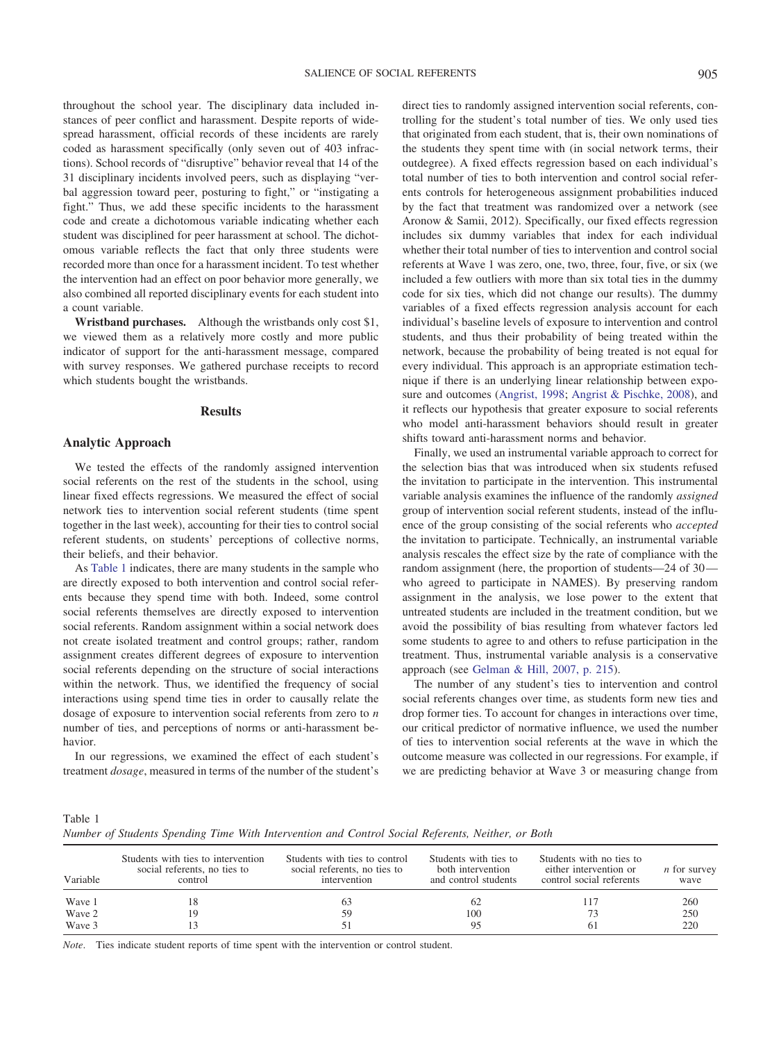throughout the school year. The disciplinary data included instances of peer conflict and harassment. Despite reports of widespread harassment, official records of these incidents are rarely coded as harassment specifically (only seven out of 403 infractions). School records of "disruptive" behavior reveal that 14 of the 31 disciplinary incidents involved peers, such as displaying "verbal aggression toward peer, posturing to fight," or "instigating a fight." Thus, we add these specific incidents to the harassment code and create a dichotomous variable indicating whether each student was disciplined for peer harassment at school. The dichotomous variable reflects the fact that only three students were recorded more than once for a harassment incident. To test whether the intervention had an effect on poor behavior more generally, we also combined all reported disciplinary events for each student into a count variable.

**Wristband purchases.** Although the wristbands only cost $1, we viewed them as a relatively more costly and more public indicator of support for the anti-harassment message, compared with survey responses. We gathered purchase receipts to record which students bought the wristbands.

## Results

### Analytic Approach

We tested the effects of the randomly assigned intervention social referents on the rest of the students in the school, using linear fixed effects regressions. We measured the effect of social network ties to intervention social referent students (time spent together in the last week), accounting for their ties to control social referent students, on students' perceptions of collective norms, their beliefs, and their behavior.

As Table 1 indicates, there are many students in the sample who are directly exposed to both intervention and control social referents because they spend time with both. Indeed, some control social referents themselves are directly exposed to intervention social referents. Random assignment within a social network does not create isolated treatment and control groups; rather, random assignment creates different degrees of exposure to intervention social referents depending on the structure of social interactions within the network. Thus, we identified the frequency of social interactions using spend time ties in order to causally relate the dosage of exposure to intervention social referents from zero to *n* number of ties, and perceptions of norms or anti-harassment behavior.

In our regressions, we examined the effect of each student's treatment *dosage*, measured in terms of the number of the student's direct ties to randomly assigned intervention social referents, controlling for the student's total number of ties. We only used ties that originated from each student, that is, their own nominations of the students they spent time with (in social network terms, their outdegree). A fixed effects regression based on each individual's total number of ties to both intervention and control social referents controls for heterogeneous assignment probabilities induced by the fact that treatment was randomized over a network (see Aronow & Samii, 2012). Specifically, our fixed effects regression includes six dummy variables that index for each individual whether their total number of ties to intervention and control social referents at Wave 1 was zero, one, two, three, four, five, or six (we included a few outliers with more than six total ties in the dummy code for six ties, which did not change our results). The dummy variables of a fixed effects regression analysis account for each individual's baseline levels of exposure to intervention and control students, and thus their probability of being treated within the network, because the probability of being treated is not equal for every individual. This approach is an appropriate estimation technique if there is an underlying linear relationship between exposure and outcomes (Angrist, 1998; Angrist & Pischke, 2008), and it reflects our hypothesis that greater exposure to social referents who model anti-harassment behaviors should result in greater shifts toward anti-harassment norms and behavior.

Finally, we used an instrumental variable approach to correct for the selection bias that was introduced when six students refused the invitation to participate in the intervention. This instrumental variable analysis examines the influence of the randomly *assigned* group of intervention social referent students, instead of the influence of the group consisting of the social referents who *accepted* the invitation to participate. Technically, an instrumental variable analysis rescales the effect size by the rate of compliance with the random assignment (here, the proportion of students—24 of 30—who agreed to participate in NAMES). By preserving random assignment in the analysis, we lose power to the extent that untreated students are included in the treatment condition, but we avoid the possibility of bias resulting from whatever factors led some students to agree to and others to refuse participation in the treatment. Thus, instrumental variable analysis is a conservative approach (see Gelman & Hill, 2007, p. 215).

The number of any student's ties to intervention and control social referents changes over time, as students form new ties and drop former ties. To account for changes in interactions over time, our critical predictor of normative influence, we used the number of ties to intervention social referents at the wave in which the outcome measure was collected in our regressions. For example, if we are predicting behavior at Wave 3 or measuring change from

Table 1
*Number of Students Spending Time With Intervention and Control Social Referents, Neither, or Both*

| Variable | Students with ties to intervention social referents, no ties to control | Students with ties to control social referents, no ties to intervention | Students with ties to both intervention and control students | Students with no ties to either intervention or control social referents | *n* for survey wave |
|---|---|---|---|---|---|
| Wave 1 | 18 | 63 | 62 | 117 | 260 |
| Wave 2 | 19 | 59 | 100 | 73 | 250 |
| Wave 3 | 13 | 51 | 95 | 61 | 220 |

*Note*. Ties indicate student reports of time spent with the intervention or control student.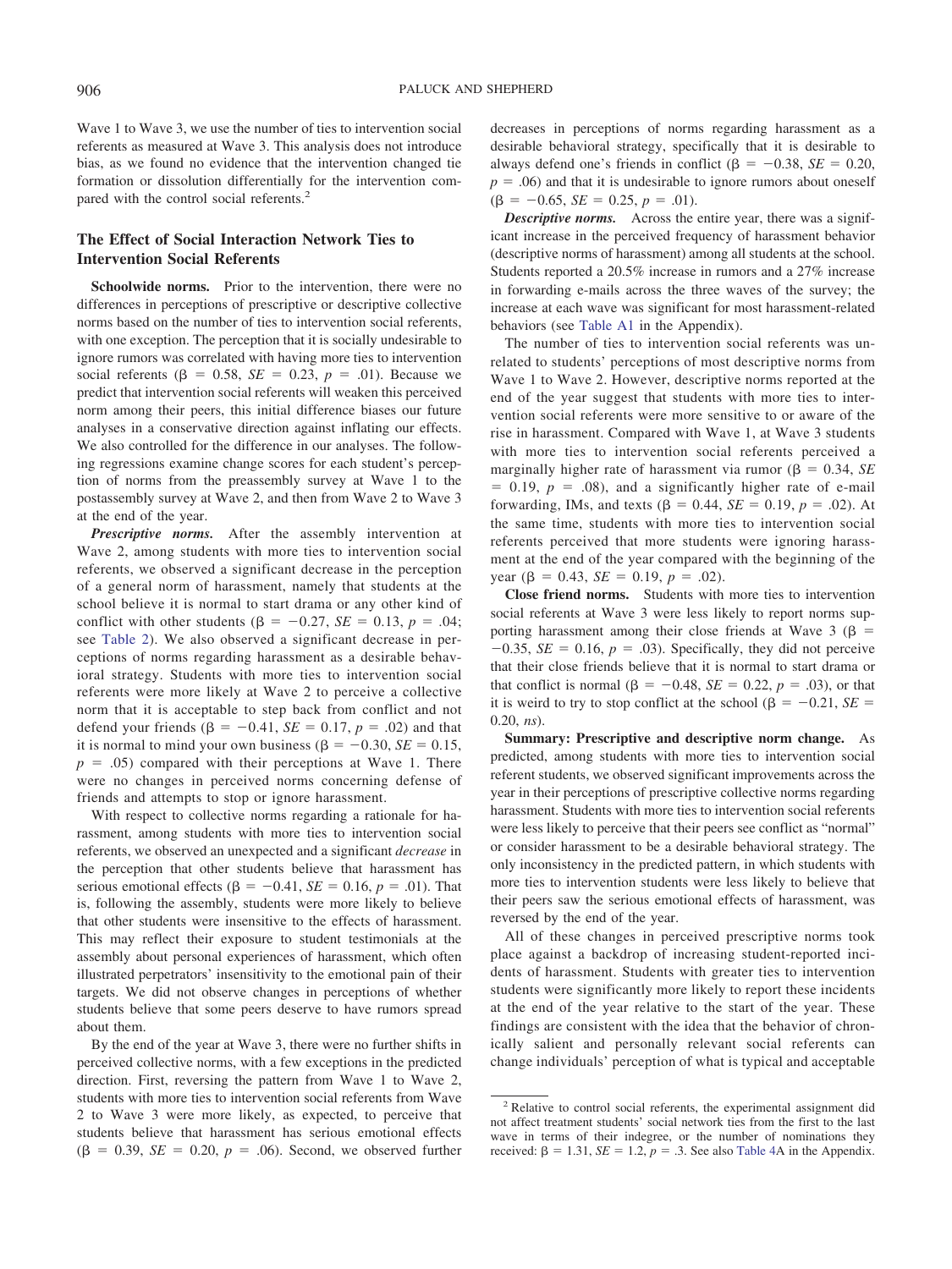Wave 1 to Wave 3, we use the number of ties to intervention social referents as measured at Wave 3. This analysis does not introduce bias, as we found no evidence that the intervention changed tie formation or dissolution differentially for the intervention compared with the control social referents.[2]

## The Effect of Social Interaction Network Ties to Intervention Social Referents

**Schoolwide norms.** Prior to the intervention, there were no differences in perceptions of prescriptive or descriptive collective norms based on the number of ties to intervention social referents, with one exception. The perception that it is socially undesirable to ignore rumors was correlated with having more ties to intervention social referents ($\beta = 0.58$, $SE = 0.23$, $p = .01$). Because we predict that intervention social referents will weaken this perceived norm among their peers, this initial difference biases our future analyses in a conservative direction against inflating our effects. We also controlled for the difference in our analyses. The following regressions examine change scores for each student's perception of norms from the preassembly survey at Wave 1 to the postassembly survey at Wave 2, and then from Wave 2 to Wave 3 at the end of the year.

***Prescriptive norms.*** After the assembly intervention at Wave 2, among students with more ties to intervention social referents, we observed a significant decrease in the perception of a general norm of harassment, namely that students at the school believe it is normal to start drama or any other kind of conflict with other students ($\beta = -0.27$, $SE = 0.13$, $p = .04$; see Table 2). We also observed a significant decrease in perceptions of norms regarding harassment as a desirable behavioral strategy. Students with more ties to intervention social referents were more likely at Wave 2 to perceive a collective norm that it is acceptable to step back from conflict and not defend your friends ($\beta = -0.41$, $SE = 0.17$, $p = .02$) and that it is normal to mind your own business ($\beta = -0.30$, $SE = 0.15$, $p = .05$) compared with their perceptions at Wave 1. There were no changes in perceived norms concerning defense of friends and attempts to stop or ignore harassment.

With respect to collective norms regarding a rationale for harassment, among students with more ties to intervention social referents, we observed an unexpected and a significant *decrease* in the perception that other students believe that harassment has serious emotional effects ($\beta = -0.41$, $SE = 0.16$, $p = .01$). That is, following the assembly, students were more likely to believe that other students were insensitive to the effects of harassment. This may reflect their exposure to student testimonials at the assembly about personal experiences of harassment, which often illustrated perpetrators' insensitivity to the emotional pain of their targets. We did not observe changes in perceptions of whether students believe that some peers deserve to have rumors spread about them.

By the end of the year at Wave 3, there were no further shifts in perceived collective norms, with a few exceptions in the predicted direction. First, reversing the pattern from Wave 1 to Wave 2, students with more ties to intervention social referents from Wave 2 to Wave 3 were more likely, as expected, to perceive that students believe that harassment has serious emotional effects ($\beta = 0.39$, $SE = 0.20$, $p = .06$). Second, we observed further decreases in perceptions of norms regarding harassment as a desirable behavioral strategy, specifically that it is desirable to always defend one's friends in conflict ($\beta = -0.38$, $SE = 0.20$, $p = .06$) and that it is undesirable to ignore rumors about oneself ($\beta = -0.65$, $SE = 0.25$, $p = .01$).

***Descriptive norms.*** Across the entire year, there was a significant increase in the perceived frequency of harassment behavior (descriptive norms of harassment) among all students at the school. Students reported a 20.5% increase in rumors and a 27% increase in forwarding e-mails across the three waves of the survey; the increase at each wave was significant for most harassment-related behaviors (see Table A1 in the Appendix).

The number of ties to intervention social referents was unrelated to students' perceptions of most descriptive norms from Wave 1 to Wave 2. However, descriptive norms reported at the end of the year suggest that students with more ties to intervention social referents were more sensitive to or aware of the rise in harassment. Compared with Wave 1, at Wave 3 students with more ties to intervention social referents perceived a marginally higher rate of harassment via rumor ($\beta = 0.34$, $SE = 0.19$, $p = .08$), and a significantly higher rate of e-mail forwarding, IMs, and texts ($\beta = 0.44$, $SE = 0.19$, $p = .02$). At the same time, students with more ties to intervention social referents perceived that more students were ignoring harassment at the end of the year compared with the beginning of the year ($\beta = 0.43$, $SE = 0.19$, $p = .02$).

**Close friend norms.** Students with more ties to intervention social referents at Wave 3 were less likely to report norms supporting harassment among their close friends at Wave 3 ($\beta = -0.35$, $SE = 0.16$, $p = .03$). Specifically, they did not perceive that their close friends believe that it is normal to start drama or that conflict is normal ($\beta = -0.48$, $SE = 0.22$, $p = .03$), or that it is weird to try to stop conflict at the school ($\beta = -0.21$, $SE = 0.20$, *ns*).

**Summary: Prescriptive and descriptive norm change.** As predicted, among students with more ties to intervention social referent students, we observed significant improvements across the year in their perceptions of prescriptive collective norms regarding harassment. Students with more ties to intervention social referents were less likely to perceive that their peers see conflict as "normal" or consider harassment to be a desirable behavioral strategy. The only inconsistency in the predicted pattern, in which students with more ties to intervention students were less likely to believe that their peers saw the serious emotional effects of harassment, was reversed by the end of the year.

All of these changes in perceived prescriptive norms took place against a backdrop of increasing student-reported incidents of harassment. Students with greater ties to intervention students were significantly more likely to report these incidents at the end of the year relative to the start of the year. These findings are consistent with the idea that the behavior of chronically salient and personally relevant social referents can change individuals' perception of what is typical and acceptable

---

[2] Relative to control social referents, the experimental assignment did not affect treatment students' social network ties from the first to the last wave in terms of their indegree, or the number of nominations they received: $\beta = 1.31$, $SE = 1.2$, $p = .3$. See also Table 4A in the Appendix.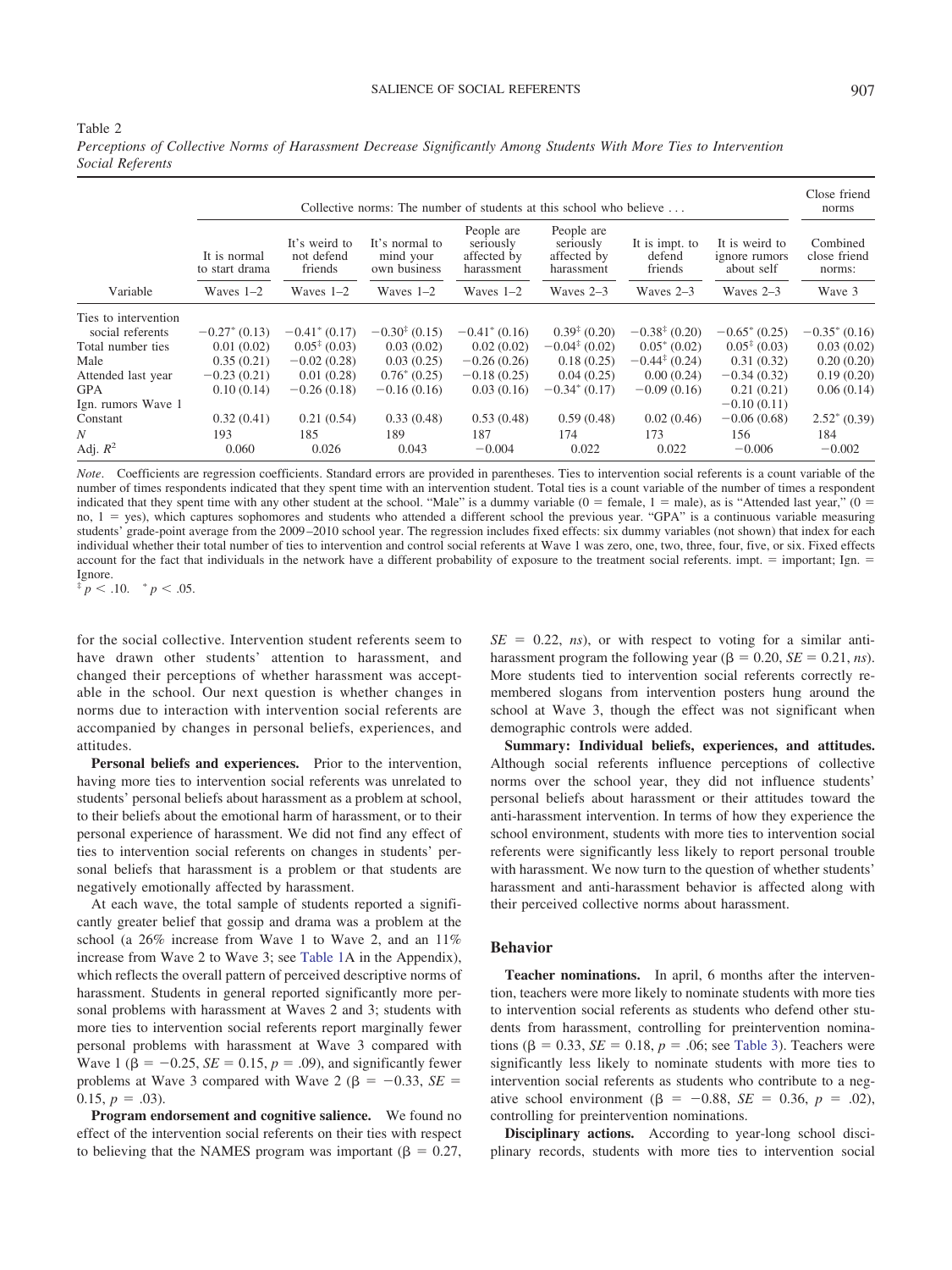Table 2
*Perceptions of Collective Norms of Harassment Decrease Significantly Among Students With More Ties to Intervention Social Referents*

| Variable | Collective norms: The number of students at this school who believe . . . | | | | | | | Close friend norms |
|---|---|---|---|---|---|---|---|---|
| | It is normal to start drama | It's weird to not defend friends | It's normal to mind your own business | People are seriously affected by harassment | People are seriously affected by harassment | It is impt. to defend friends | It is weird to ignore rumors about self | Combined close friend norms: |
| | Waves 1–2 | Waves 1–2 | Waves 1–2 | Waves 1–2 | Waves 2–3 | Waves 2–3 | Waves 2–3 | Wave 3 |
| Ties to intervention social referents | $-0.27^{*}$ (0.13) | $-0.41^{*}$ (0.17) | $-0.30^{\ddagger}$ (0.15) | $-0.41^{*}$ (0.16) | $0.39^{\ddagger}$ (0.20) | $-0.38^{\ddagger}$ (0.20) | $-0.65^{*}$ (0.25) | $-0.35^{*}$ (0.16) |
| Total number ties | 0.01 (0.02) | $0.05^{\ddagger}$ (0.03) | 0.03 (0.02) | 0.02 (0.02) | $-0.04^{\ddagger}$ (0.02) | $0.05^{*}$ (0.02) | $0.05^{\ddagger}$ (0.03) | 0.03 (0.02) |
| Male | 0.35 (0.21) | −0.02 (0.28) | 0.03 (0.25) | −0.26 (0.26) | 0.18 (0.25) | $-0.44^{\ddagger}$ (0.24) | 0.31 (0.32) | 0.20 (0.20) |
| Attended last year | −0.23 (0.21) | 0.01 (0.28) | $0.76^{*}$ (0.25) | −0.18 (0.25) | 0.04 (0.25) | 0.00 (0.24) | −0.34 (0.32) | 0.19 (0.20) |
| GPA | 0.10 (0.14) | −0.26 (0.18) | −0.16 (0.16) | 0.03 (0.16) | $-0.34^{*}$ (0.17) | −0.09 (0.16) | 0.21 (0.21) | 0.06 (0.14) |
| Ign. rumors Wave 1 | | | | | | | −0.10 (0.11) | |
| Constant | 0.32 (0.41) | 0.21 (0.54) | 0.33 (0.48) | 0.53 (0.48) | 0.59 (0.48) | 0.02 (0.46) | −0.06 (0.68) | $2.52^{*}$ (0.39) |
| $N$ | 193 | 185 | 189 | 187 | 174 | 173 | 156 | 184 |
| Adj. $R^2$ | 0.060 | 0.026 | 0.043 | −0.004 | 0.022 | 0.022 | −0.006 | −0.002 |

*Note*. Coefficients are regression coefficients. Standard errors are provided in parentheses. Ties to intervention social referents is a count variable of the number of times respondents indicated that they spent time with an intervention student. Total ties is a count variable of the number of times a respondent indicated that they spent time with any other student at the school. "Male" is a dummy variable (0 = female, 1 = male), as is "Attended last year," (0 = no, 1 = yes), which captures sophomores and students who attended a different school the previous year. "GPA" is a continuous variable measuring students' grade-point average from the 2009–2010 school year. The regression includes fixed effects: six dummy variables (not shown) that index for each individual whether their total number of ties to intervention and control social referents at Wave 1 was zero, one, two, three, four, five, or six. Fixed effects account for the fact that individuals in the network have a different probability of exposure to the treatment social referents. impt. = important; Ign. = Ignore.
$^{\ddagger} p < .10$. $^{*} p < .05$.

for the social collective. Intervention student referents seem to have drawn other students' attention to harassment, and changed their perceptions of whether harassment was acceptable in the school. Our next question is whether changes in norms due to interaction with intervention social referents are accompanied by changes in personal beliefs, experiences, and attitudes.

**Personal beliefs and experiences.** Prior to the intervention, having more ties to intervention social referents was unrelated to students' personal beliefs about harassment as a problem at school, to their beliefs about the emotional harm of harassment, or to their personal experience of harassment. We did not find any effect of ties to intervention social referents on changes in students' personal beliefs that harassment is a problem or that students are negatively emotionally affected by harassment.

At each wave, the total sample of students reported a significantly greater belief that gossip and drama was a problem at the school (a 26% increase from Wave 1 to Wave 2, and an 11% increase from Wave 2 to Wave 3; see Table 1A in the Appendix), which reflects the overall pattern of perceived descriptive norms of harassment. Students in general reported significantly more personal problems with harassment at Waves 2 and 3; students with more ties to intervention social referents report marginally fewer personal problems with harassment at Wave 3 compared with Wave 1 ($\beta = -0.25$, $SE = 0.15$, $p = .09$), and significantly fewer problems at Wave 3 compared with Wave 2 ($\beta = -0.33$, $SE = 0.15$, $p = .03$).

**Program endorsement and cognitive salience.** We found no effect of the intervention social referents on their ties with respect to believing that the NAMES program was important ($\beta = 0.27$, $SE = 0.22$, *ns*), or with respect to voting for a similar anti-harassment program the following year ($\beta = 0.20$, $SE = 0.21$, *ns*). More students tied to intervention social referents correctly remembered slogans from intervention posters hung around the school at Wave 3, though the effect was not significant when demographic controls were added.

**Summary: Individual beliefs, experiences, and attitudes.** Although social referents influence perceptions of collective norms over the school year, they did not influence students' personal beliefs about harassment or their attitudes toward the anti-harassment intervention. In terms of how they experience the school environment, students with more ties to intervention social referents were significantly less likely to report personal trouble with harassment. We now turn to the question of whether students' harassment and anti-harassment behavior is affected along with their perceived collective norms about harassment.

### Behavior

**Teacher nominations.** In april, 6 months after the intervention, teachers were more likely to nominate students with more ties to intervention social referents as students who defend other students from harassment, controlling for preintervention nominations ($\beta = 0.33$, $SE = 0.18$, $p = .06$; see Table 3). Teachers were significantly less likely to nominate students with more ties to intervention social referents as students who contribute to a negative school environment ($\beta = -0.88$, $SE = 0.36$, $p = .02$), controlling for preintervention nominations.

**Disciplinary actions.** According to year-long school disciplinary records, students with more ties to intervention social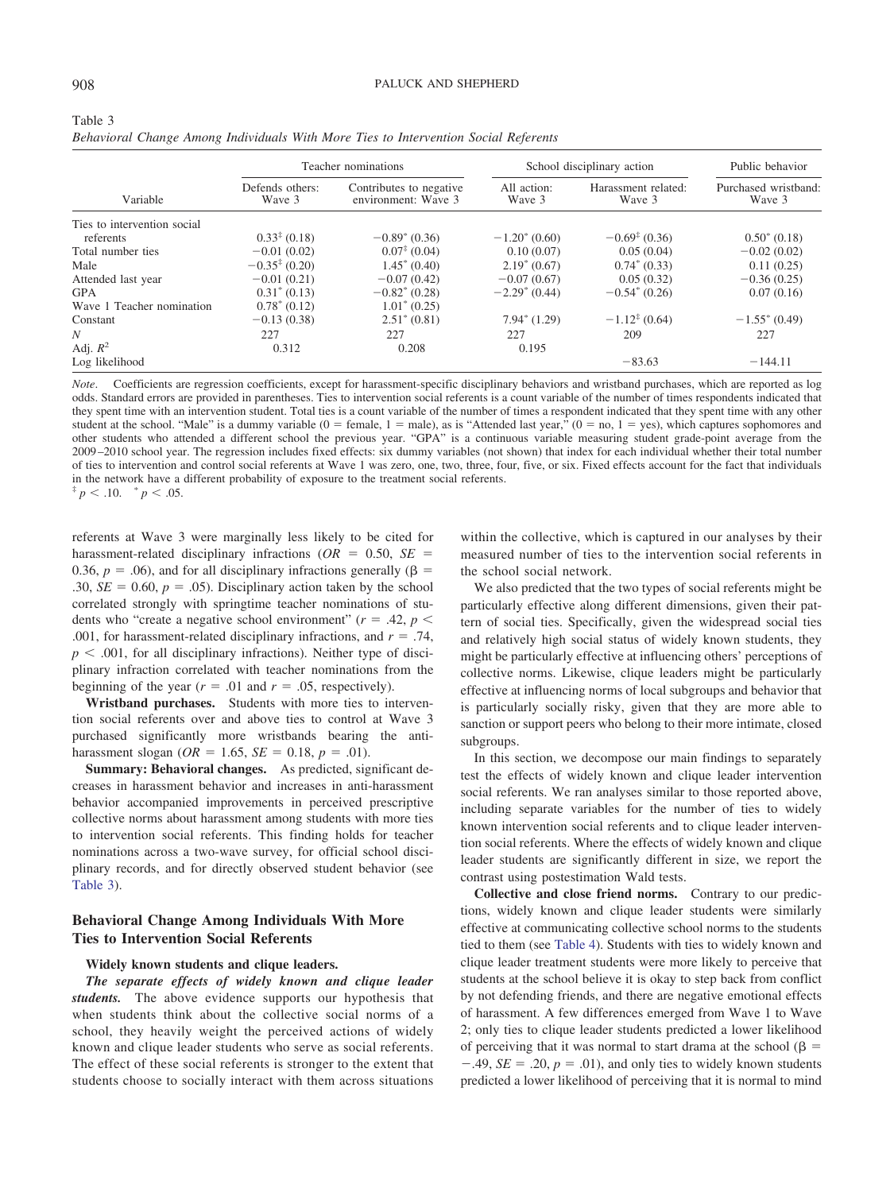Table 3

*Behavioral Change Among Individuals With More Ties to Intervention Social Referents*

| Variable | Teacher nominations | | School disciplinary action | | Public behavior |
|---|---|---|---|---|---|
| | Defends others: Wave 3 | Contributes to negative environment: Wave 3 | All action: Wave 3 | Harassment related: Wave 3 | Purchased wristband: Wave 3 |
| Ties to intervention social referents | $0.33^{‡}$ (0.18) | $-0.89^{*}$ (0.36) | $-1.20^{*}$ (0.60) | $-0.69^{‡}$ (0.36) | $0.50^{*}$ (0.18) |
| Total number ties | −0.01 (0.02) | $0.07^{‡}$ (0.04) | 0.10 (0.07) | 0.05 (0.04) | −0.02 (0.02) |
| Male | $-0.35^{‡}$ (0.20) | $1.45^{*}$ (0.40) | $2.19^{*}$ (0.67) | $0.74^{*}$ (0.33) | 0.11 (0.25) |
| Attended last year | −0.01 (0.21) | −0.07 (0.42) | −0.07 (0.67) | 0.05 (0.32) | −0.36 (0.25) |
| GPA | $0.31^{*}$ (0.13) | $-0.82^{*}$ (0.28) | $-2.29^{*}$ (0.44) | $-0.54^{*}$ (0.26) | 0.07 (0.16) |
| Wave 1 Teacher nomination | $0.78^{*}$ (0.12) | $1.01^{*}$ (0.25) | | | |
| Constant | −0.13 (0.38) | $2.51^{*}$ (0.81) | $7.94^{*}$ (1.29) | $-1.12^{‡}$ (0.64) | $-1.55^{*}$ (0.49) |
| $N$ | 227 | 227 | 227 | 209 | 227 |
| Adj. $R^2$ | 0.312 | 0.208 | 0.195 | | |
| Log likelihood | | | | −83.63 | −144.11 |

*Note*. Coefficients are regression coefficients, except for harassment-specific disciplinary behaviors and wristband purchases, which are reported as log odds. Standard errors are provided in parentheses. Ties to intervention social referents is a count variable of the number of times respondents indicated that they spent time with an intervention student. Total ties is a count variable of the number of times a respondent indicated that they spent time with any other student at the school. "Male" is a dummy variable (0 = female, 1 = male), as is "Attended last year," (0 = no, 1 = yes), which captures sophomores and other students who attended a different school the previous year. "GPA" is a continuous variable measuring student grade-point average from the 2009–2010 school year. The regression includes fixed effects: six dummy variables (not shown) that index for each individual whether their total number of ties to intervention and control social referents at Wave 1 was zero, one, two, three, four, five, or six. Fixed effects account for the fact that individuals in the network have a different probability of exposure to the treatment social referents.
$^{‡}$ $p < .10$. $^{*}$ $p < .05$.

referents at Wave 3 were marginally less likely to be cited for harassment-related disciplinary infractions ($OR$ = 0.50, $SE$ = 0.36, $p$ = .06), and for all disciplinary infractions generally ($\beta$ = .30, $SE$ = 0.60, $p$ = .05). Disciplinary action taken by the school correlated strongly with springtime teacher nominations of students who "create a negative school environment" ($r$ = .42, $p$ < .001, for harassment-related disciplinary infractions, and $r$ = .74, $p$ < .001, for all disciplinary infractions). Neither type of disciplinary infraction correlated with teacher nominations from the beginning of the year ($r$ = .01 and $r$ = .05, respectively).

**Wristband purchases.** Students with more ties to intervention social referents over and above ties to control at Wave 3 purchased significantly more wristbands bearing the anti-harassment slogan ($OR$ = 1.65, $SE$ = 0.18, $p$ = .01).

**Summary: Behavioral changes.** As predicted, significant decreases in harassment behavior and increases in anti-harassment behavior accompanied improvements in perceived prescriptive collective norms about harassment among students with more ties to intervention social referents. This finding holds for teacher nominations across a two-wave survey, for official school disciplinary records, and for directly observed student behavior (see Table 3).

## Behavioral Change Among Individuals With More Ties to Intervention Social Referents

**Widely known students and clique leaders.**

***The separate effects of widely known and clique leader students.*** The above evidence supports our hypothesis that when students think about the collective social norms of a school, they heavily weight the perceived actions of widely known and clique leader students who serve as social referents. The effect of these social referents is stronger to the extent that students choose to socially interact with them across situations within the collective, which is captured in our analyses by their measured number of ties to the intervention social referents in the school social network.

We also predicted that the two types of social referents might be particularly effective along different dimensions, given their pattern of social ties. Specifically, given the widespread social ties and relatively high social status of widely known students, they might be particularly effective at influencing others' perceptions of collective norms. Likewise, clique leaders might be particularly effective at influencing norms of local subgroups and behavior that is particularly socially risky, given that they are more able to sanction or support peers who belong to their more intimate, closed subgroups.

In this section, we decompose our main findings to separately test the effects of widely known and clique leader intervention social referents. We ran analyses similar to those reported above, including separate variables for the number of ties to widely known intervention social referents and to clique leader intervention social referents. Where the effects of widely known and clique leader students are significantly different in size, we report the contrast using postestimation Wald tests.

**Collective and close friend norms.** Contrary to our predictions, widely known and clique leader students were similarly effective at communicating collective school norms to the students tied to them (see Table 4). Students with ties to widely known and clique leader treatment students were more likely to perceive that students at the school believe it is okay to step back from conflict by not defending friends, and there are negative emotional effects of harassment. A few differences emerged from Wave 1 to Wave 2; only ties to clique leader students predicted a lower likelihood of perceiving that it was normal to start drama at the school ($\beta$ = −.49, $SE$ = .20, $p$ = .01), and only ties to widely known students predicted a lower likelihood of perceiving that it is normal to mind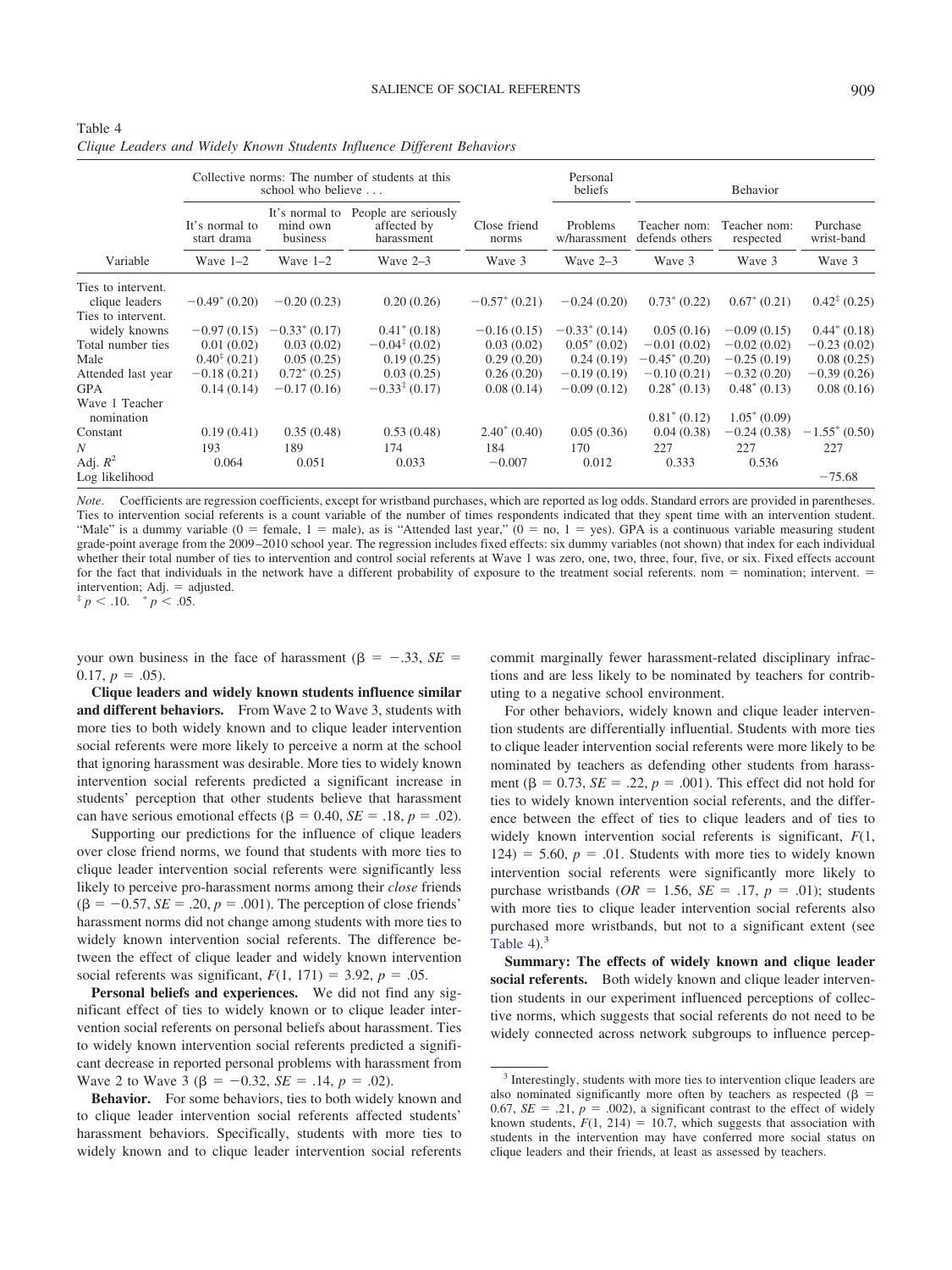Table 4

*Clique Leaders and Widely Known Students Influence Different Behaviors*

| Variable | Collective norms: The number of students at this school who believe . . . | | | Close friend norms | Personal beliefs | Behavior | | |
|---|---|---|---|---|---|---|---|---|
| | It's normal to start drama | It's normal to mind own business | People are seriously affected by harassment | | Problems w/harassment | Teacher nom: defends others | Teacher nom: respected | Purchase wrist-band |
| | Wave 1–2 | Wave 1–2 | Wave 2–3 | Wave 3 | Wave 2–3 | Wave 3 | Wave 3 | Wave 3 |
| Ties to intervent. clique leaders | $-0.49^{*}$ (0.20) | $-0.20$ (0.23) | 0.20 (0.26) | $-0.57^{*}$ (0.21) | $-0.24$ (0.20) | $0.73^{*}$ (0.22) | $0.67^{*}$ (0.21) | $0.42^{‡}$ (0.25) |
| Ties to intervent. widely knowns | $-0.97$ (0.15) | $-0.33^{*}$ (0.17) | $0.41^{*}$ (0.18) | $-0.16$ (0.15) | $-0.33^{*}$ (0.14) | 0.05 (0.16) | $-0.09$ (0.15) | $0.44^{*}$ (0.18) |
| Total number ties | 0.01 (0.02) | 0.03 (0.02) | $-0.04^{‡}$ (0.02) | 0.03 (0.02) | $0.05^{*}$ (0.02) | $-0.01$ (0.02) | $-0.02$ (0.02) | $-0.23$ (0.02) |
| Male | $0.40^{‡}$ (0.21) | 0.05 (0.25) | 0.19 (0.25) | 0.29 (0.20) | 0.24 (0.19) | $-0.45^{*}$ (0.20) | $-0.25$ (0.19) | 0.08 (0.25) |
| Attended last year | $-0.18$ (0.21) | $0.72^{*}$ (0.25) | 0.03 (0.25) | 0.26 (0.20) | $-0.19$ (0.19) | $-0.10$ (0.21) | $-0.32$ (0.20) | $-0.39$ (0.26) |
| GPA | 0.14 (0.14) | $-0.17$ (0.16) | $-0.33^{‡}$ (0.17) | 0.08 (0.14) | $-0.09$ (0.12) | $0.28^{*}$ (0.13) | $0.48^{*}$ (0.13) | 0.08 (0.16) |
| Wave 1 Teacher nomination | | | | | | $0.81^{*}$ (0.12) | $1.05^{*}$ (0.09) | |
| Constant | 0.19 (0.41) | 0.35 (0.48) | 0.53 (0.48) | $2.40^{*}$ (0.40) | 0.05 (0.36) | 0.04 (0.38) | $-0.24$ (0.38) | $-1.55^{*}$ (0.50) |
| $N$ | 193 | 189 | 174 | 184 | 170 | 227 | 227 | 227 |
| Adj. $R^2$ | 0.064 | 0.051 | 0.033 | $-0.007$ | 0.012 | 0.333 | 0.536 | |
| Log likelihood | | | | | | | | $-75.68$ |

*Note*. Coefficients are regression coefficients, except for wristband purchases, which are reported as log odds. Standard errors are provided in parentheses. Ties to intervention social referents is a count variable of the number of times respondents indicated that they spent time with an intervention student. "Male" is a dummy variable (0 = female, 1 = male), as is "Attended last year," (0 = no, 1 = yes). GPA is a continuous variable measuring student grade-point average from the 2009–2010 school year. The regression includes fixed effects: six dummy variables (not shown) that index for each individual whether their total number of ties to intervention and control social referents at Wave 1 was zero, one, two, three, four, five, or six. Fixed effects account for the fact that individuals in the network have a different probability of exposure to the treatment social referents. nom = nomination; intervent. = intervention; Adj. = adjusted.
$^{‡}$ $p < .10$. $^{*}$ $p < .05$.

your own business in the face of harassment ($\beta = -.33$, $SE = 0.17$, $p = .05$).

**Clique leaders and widely known students influence similar and different behaviors.** From Wave 2 to Wave 3, students with more ties to both widely known and to clique leader intervention social referents were more likely to perceive a norm at the school that ignoring harassment was desirable. More ties to widely known intervention social referents predicted a significant increase in students' perception that other students believe that harassment can have serious emotional effects ($\beta = 0.40$, $SE = .18$, $p = .02$).

Supporting our predictions for the influence of clique leaders over close friend norms, we found that students with more ties to clique leader intervention social referents were significantly less likely to perceive pro-harassment norms among their *close* friends ($\beta = -0.57$, $SE = .20$, $p = .001$). The perception of close friends' harassment norms did not change among students with more ties to widely known intervention social referents. The difference between the effect of clique leader and widely known intervention social referents was significant, $F(1, 171) = 3.92$, $p = .05$.

**Personal beliefs and experiences.** We did not find any significant effect of ties to widely known or to clique leader intervention social referents on personal beliefs about harassment. Ties to widely known intervention social referents predicted a significant decrease in reported personal problems with harassment from Wave 2 to Wave 3 ($\beta = -0.32$, $SE = .14$, $p = .02$).

**Behavior.** For some behaviors, ties to both widely known and to clique leader intervention social referents affected students' harassment behaviors. Specifically, students with more ties to widely known and to clique leader intervention social referents commit marginally fewer harassment-related disciplinary infractions and are less likely to be nominated by teachers for contributing to a negative school environment.

For other behaviors, widely known and clique leader intervention students are differentially influential. Students with more ties to clique leader intervention social referents were more likely to be nominated by teachers as defending other students from harassment ($\beta = 0.73$, $SE = .22$, $p = .001$). This effect did not hold for ties to widely known intervention social referents, and the difference between the effect of ties to clique leaders and of ties to widely known intervention social referents is significant, $F(1, 124) = 5.60$, $p = .01$. Students with more ties to widely known intervention social referents were significantly more likely to purchase wristbands ($OR = 1.56$, $SE = .17$, $p = .01$); students with more ties to clique leader intervention social referents also purchased more wristbands, but not to a significant extent (see Table 4).[3]

**Summary: The effects of widely known and clique leader social referents.** Both widely known and clique leader intervention students in our experiment influenced perceptions of collective norms, which suggests that social referents do not need to be widely connected across network subgroups to influence percep-

[3] Interestingly, students with more ties to intervention clique leaders are also nominated significantly more often by teachers as respected ($\beta = 0.67$, $SE = .21$, $p = .002$), a significant contrast to the effect of widely known students, $F(1, 214) = 10.7$, which suggests that association with students in the intervention may have conferred more social status on clique leaders and their friends, at least as assessed by teachers.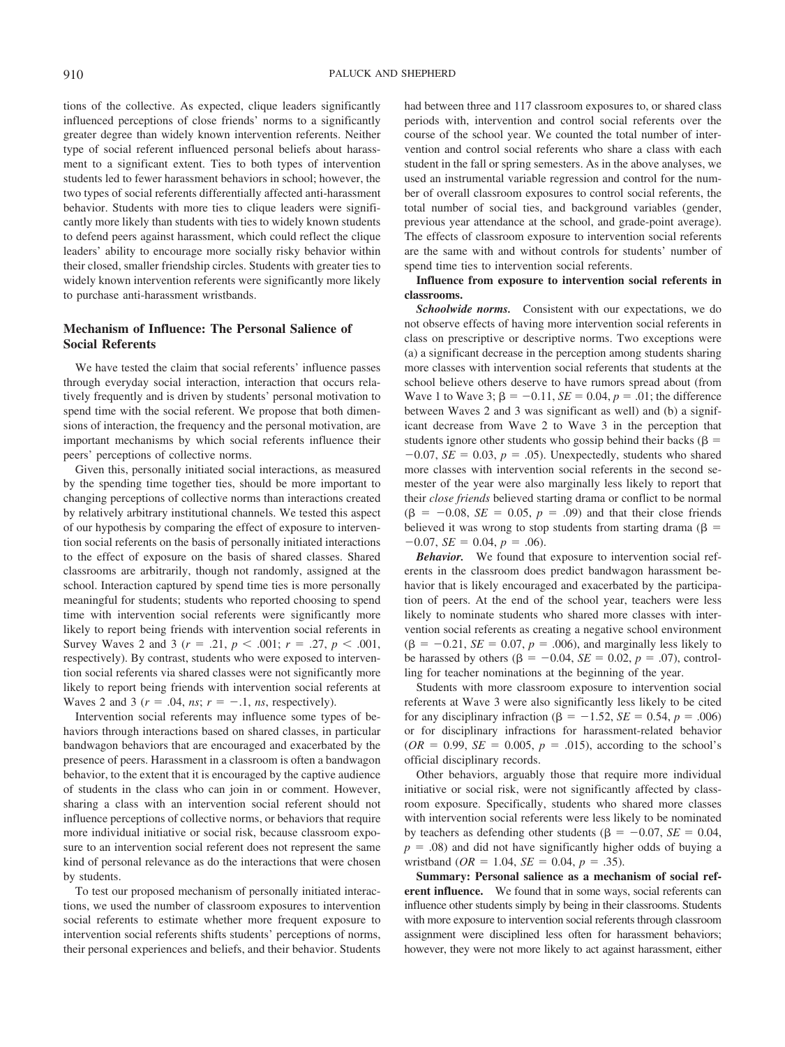tions of the collective. As expected, clique leaders significantly influenced perceptions of close friends' norms to a significantly greater degree than widely known intervention referents. Neither type of social referent influenced personal beliefs about harassment to a significant extent. Ties to both types of intervention students led to fewer harassment behaviors in school; however, the two types of social referents differentially affected anti-harassment behavior. Students with more ties to clique leaders were significantly more likely than students with ties to widely known students to defend peers against harassment, which could reflect the clique leaders' ability to encourage more socially risky behavior within their closed, smaller friendship circles. Students with greater ties to widely known intervention referents were significantly more likely to purchase anti-harassment wristbands.

## Mechanism of Influence: The Personal Salience of Social Referents

We have tested the claim that social referents' influence passes through everyday social interaction, interaction that occurs relatively frequently and is driven by students' personal motivation to spend time with the social referent. We propose that both dimensions of interaction, the frequency and the personal motivation, are important mechanisms by which social referents influence their peers' perceptions of collective norms.

Given this, personally initiated social interactions, as measured by the spending time together ties, should be more important to changing perceptions of collective norms than interactions created by relatively arbitrary institutional channels. We tested this aspect of our hypothesis by comparing the effect of exposure to intervention social referents on the basis of personally initiated interactions to the effect of exposure on the basis of shared classes. Shared classrooms are arbitrarily, though not randomly, assigned at the school. Interaction captured by spend time ties is more personally meaningful for students; students who reported choosing to spend time with intervention social referents were significantly more likely to report being friends with intervention social referents in Survey Waves 2 and 3 ($r = .21$, $p < .001$; $r = .27$, $p < .001$, respectively). By contrast, students who were exposed to intervention social referents via shared classes were not significantly more likely to report being friends with intervention social referents at Waves 2 and 3 ($r = .04$, *ns*; $r = -.1$, *ns*, respectively).

Intervention social referents may influence some types of behaviors through interactions based on shared classes, in particular bandwagon behaviors that are encouraged and exacerbated by the presence of peers. Harassment in a classroom is often a bandwagon behavior, to the extent that it is encouraged by the captive audience of students in the class who can join in or comment. However, sharing a class with an intervention social referent should not influence perceptions of collective norms, or behaviors that require more individual initiative or social risk, because classroom exposure to an intervention social referent does not represent the same kind of personal relevance as do the interactions that were chosen by students.

To test our proposed mechanism of personally initiated interactions, we used the number of classroom exposures to intervention social referents to estimate whether more frequent exposure to intervention social referents shifts students' perceptions of norms, their personal experiences and beliefs, and their behavior. Students had between three and 117 classroom exposures to, or shared class periods with, intervention and control social referents over the course of the school year. We counted the total number of intervention and control social referents who share a class with each student in the fall or spring semesters. As in the above analyses, we used an instrumental variable regression and control for the number of overall classroom exposures to control social referents, the total number of social ties, and background variables (gender, previous year attendance at the school, and grade-point average). The effects of classroom exposure to intervention social referents are the same with and without controls for students' number of spend time ties to intervention social referents.

**Influence from exposure to intervention social referents in classrooms.**

***Schoolwide norms.*** Consistent with our expectations, we do not observe effects of having more intervention social referents in class on prescriptive or descriptive norms. Two exceptions were (a) a significant decrease in the perception among students sharing more classes with intervention social referents that students at the school believe others deserve to have rumors spread about (from Wave 1 to Wave 3; $\beta = -0.11$, $SE = 0.04$, $p = .01$; the difference between Waves 2 and 3 was significant as well) and (b) a significant decrease from Wave 2 to Wave 3 in the perception that students ignore other students who gossip behind their backs ($\beta = -0.07$, $SE = 0.03$, $p = .05$). Unexpectedly, students who shared more classes with intervention social referents in the second semester of the year were also marginally less likely to report that their *close friends* believed starting drama or conflict to be normal ($\beta = -0.08$, $SE = 0.05$, $p = .09$) and that their close friends believed it was wrong to stop students from starting drama ($\beta = -0.07$, $SE = 0.04$, $p = .06$).

***Behavior.*** We found that exposure to intervention social referents in the classroom does predict bandwagon harassment behavior that is likely encouraged and exacerbated by the participation of peers. At the end of the school year, teachers were less likely to nominate students who shared more classes with intervention social referents as creating a negative school environment ($\beta = -0.21$, $SE = 0.07$, $p = .006$), and marginally less likely to be harassed by others ($\beta = -0.04$, $SE = 0.02$, $p = .07$), controlling for teacher nominations at the beginning of the year.

Students with more classroom exposure to intervention social referents at Wave 3 were also significantly less likely to be cited for any disciplinary infraction ($\beta = -1.52$, $SE = 0.54$, $p = .006$) or for disciplinary infractions for harassment-related behavior ($OR = 0.99$, $SE = 0.005$, $p = .015$), according to the school's official disciplinary records.

Other behaviors, arguably those that require more individual initiative or social risk, were not significantly affected by classroom exposure. Specifically, students who shared more classes with intervention social referents were less likely to be nominated by teachers as defending other students ($\beta = -0.07$, $SE = 0.04$, $p = .08$) and did not have significantly higher odds of buying a wristband ($OR = 1.04$, $SE = 0.04$, $p = .35$).

**Summary: Personal salience as a mechanism of social referent influence.** We found that in some ways, social referents can influence other students simply by being in their classrooms. Students with more exposure to intervention social referents through classroom assignment were disciplined less often for harassment behaviors; however, they were not more likely to act against harassment, either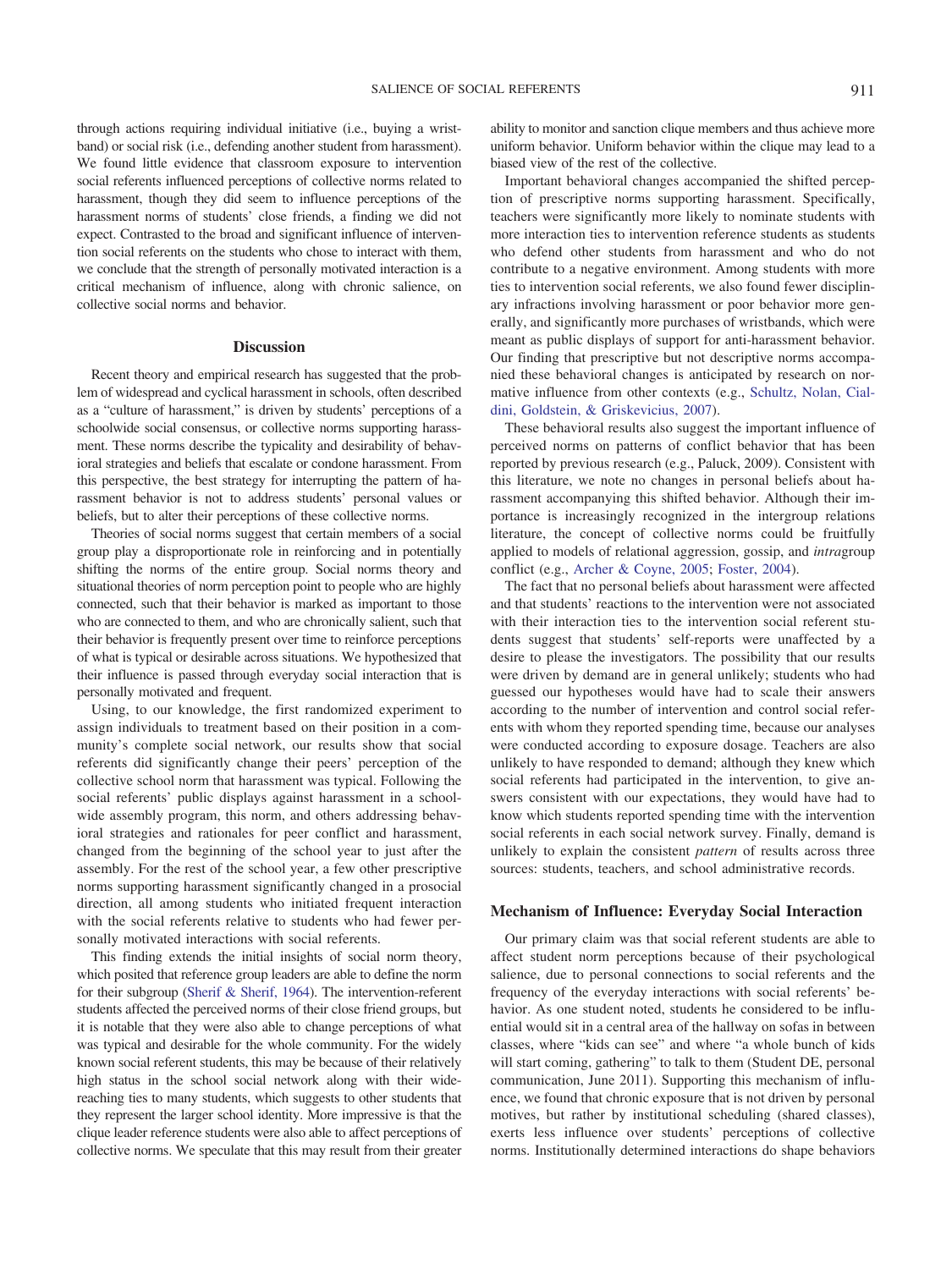through actions requiring individual initiative (i.e., buying a wristband) or social risk (i.e., defending another student from harassment). We found little evidence that classroom exposure to intervention social referents influenced perceptions of collective norms related to harassment, though they did seem to influence perceptions of the harassment norms of students' close friends, a finding we did not expect. Contrasted to the broad and significant influence of intervention social referents on the students who chose to interact with them, we conclude that the strength of personally motivated interaction is a critical mechanism of influence, along with chronic salience, on collective social norms and behavior.

## Discussion

Recent theory and empirical research has suggested that the problem of widespread and cyclical harassment in schools, often described as a "culture of harassment," is driven by students' perceptions of a schoolwide social consensus, or collective norms supporting harassment. These norms describe the typicality and desirability of behavioral strategies and beliefs that escalate or condone harassment. From this perspective, the best strategy for interrupting the pattern of harassment behavior is not to address students' personal values or beliefs, but to alter their perceptions of these collective norms.

Theories of social norms suggest that certain members of a social group play a disproportionate role in reinforcing and in potentially shifting the norms of the entire group. Social norms theory and situational theories of norm perception point to people who are highly connected, such that their behavior is marked as important to those who are connected to them, and who are chronically salient, such that their behavior is frequently present over time to reinforce perceptions of what is typical or desirable across situations. We hypothesized that their influence is passed through everyday social interaction that is personally motivated and frequent.

Using, to our knowledge, the first randomized experiment to assign individuals to treatment based on their position in a community's complete social network, our results show that social referents did significantly change their peers' perception of the collective school norm that harassment was typical. Following the social referents' public displays against harassment in a schoolwide assembly program, this norm, and others addressing behavioral strategies and rationales for peer conflict and harassment, changed from the beginning of the school year to just after the assembly. For the rest of the school year, a few other prescriptive norms supporting harassment significantly changed in a prosocial direction, all among students who initiated frequent interaction with the social referents relative to students who had fewer personally motivated interactions with social referents.

This finding extends the initial insights of social norm theory, which posited that reference group leaders are able to define the norm for their subgroup (Sherif & Sherif, 1964). The intervention-referent students affected the perceived norms of their close friend groups, but it is notable that they were also able to change perceptions of what was typical and desirable for the whole community. For the widely known social referent students, this may be because of their relatively high status in the school social network along with their wide-reaching ties to many students, which suggests to other students that they represent the larger school identity. More impressive is that the clique leader reference students were also able to affect perceptions of collective norms. We speculate that this may result from their greater ability to monitor and sanction clique members and thus achieve more uniform behavior. Uniform behavior within the clique may lead to a biased view of the rest of the collective.

Important behavioral changes accompanied the shifted perception of prescriptive norms supporting harassment. Specifically, teachers were significantly more likely to nominate students with more interaction ties to intervention reference students as students who defend other students from harassment and who do not contribute to a negative environment. Among students with more ties to intervention social referents, we also found fewer disciplinary infractions involving harassment or poor behavior more generally, and significantly more purchases of wristbands, which were meant as public displays of support for anti-harassment behavior. Our finding that prescriptive but not descriptive norms accompanied these behavioral changes is anticipated by research on normative influence from other contexts (e.g., Schultz, Nolan, Cialdini, Goldstein, & Griskevicius, 2007).

These behavioral results also suggest the important influence of perceived norms on patterns of conflict behavior that has been reported by previous research (e.g., Paluck, 2009). Consistent with this literature, we note no changes in personal beliefs about harassment accompanying this shifted behavior. Although their importance is increasingly recognized in the intergroup relations literature, the concept of collective norms could be fruitfully applied to models of relational aggression, gossip, and *intra*group conflict (e.g., Archer & Coyne, 2005; Foster, 2004).

The fact that no personal beliefs about harassment were affected and that students' reactions to the intervention were not associated with their interaction ties to the intervention social referent students suggest that students' self-reports were unaffected by a desire to please the investigators. The possibility that our results were driven by demand are in general unlikely; students who had guessed our hypotheses would have had to scale their answers according to the number of intervention and control social referents with whom they reported spending time, because our analyses were conducted according to exposure dosage. Teachers are also unlikely to have responded to demand; although they knew which social referents had participated in the intervention, to give answers consistent with our expectations, they would have had to know which students reported spending time with the intervention social referents in each social network survey. Finally, demand is unlikely to explain the consistent *pattern* of results across three sources: students, teachers, and school administrative records.

### Mechanism of Influence: Everyday Social Interaction

Our primary claim was that social referent students are able to affect student norm perceptions because of their psychological salience, due to personal connections to social referents and the frequency of the everyday interactions with social referents' behavior. As one student noted, students he considered to be influential would sit in a central area of the hallway on sofas in between classes, where "kids can see" and where "a whole bunch of kids will start coming, gathering" to talk to them (Student DE, personal communication, June 2011). Supporting this mechanism of influence, we found that chronic exposure that is not driven by personal motives, but rather by institutional scheduling (shared classes), exerts less influence over students' perceptions of collective norms. Institutionally determined interactions do shape behaviors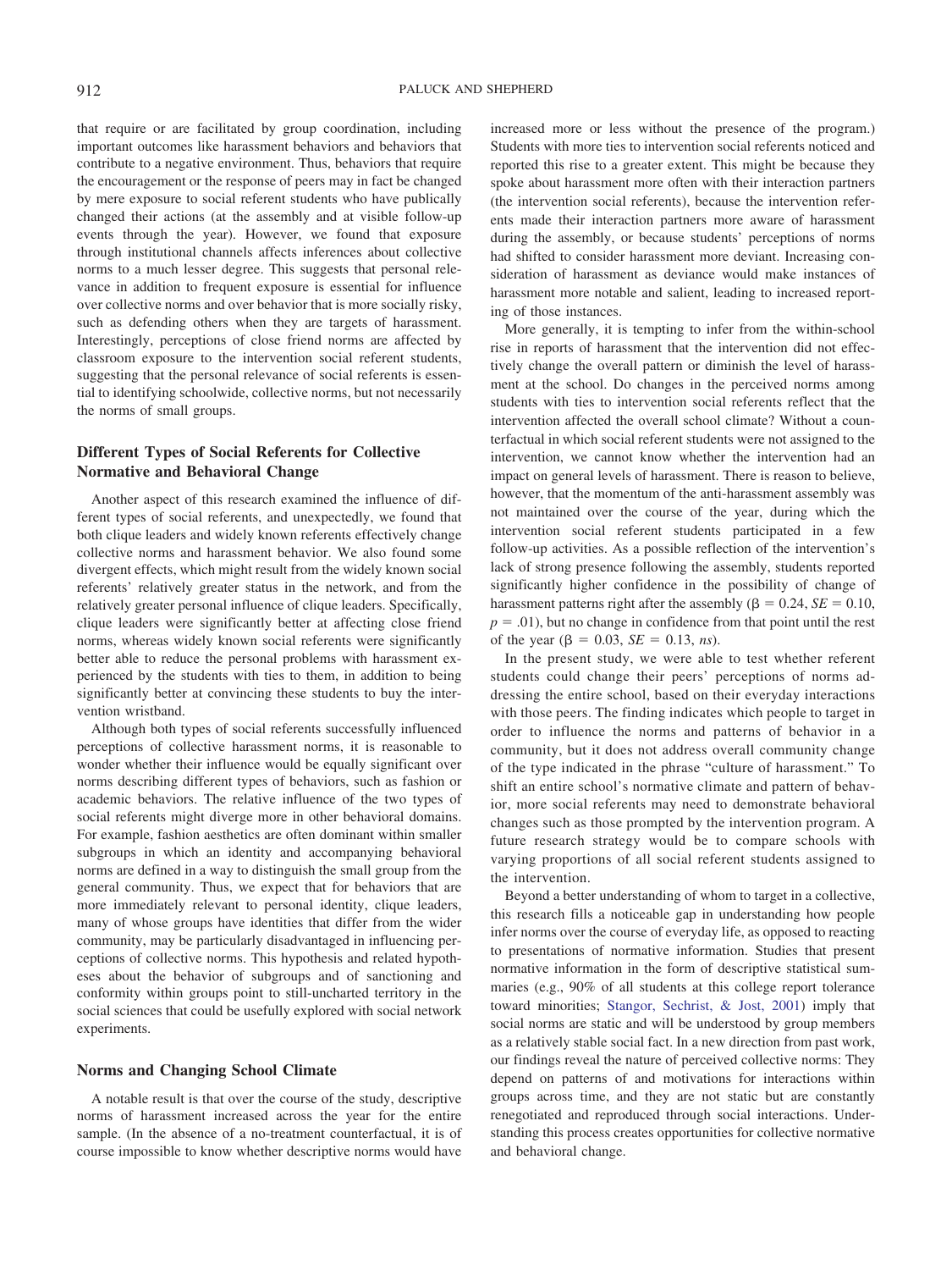that require or are facilitated by group coordination, including important outcomes like harassment behaviors and behaviors that contribute to a negative environment. Thus, behaviors that require the encouragement or the response of peers may in fact be changed by mere exposure to social referent students who have publically changed their actions (at the assembly and at visible follow-up events through the year). However, we found that exposure through institutional channels affects inferences about collective norms to a much lesser degree. This suggests that personal relevance in addition to frequent exposure is essential for influence over collective norms and over behavior that is more socially risky, such as defending others when they are targets of harassment. Interestingly, perceptions of close friend norms are affected by classroom exposure to the intervention social referent students, suggesting that the personal relevance of social referents is essential to identifying schoolwide, collective norms, but not necessarily the norms of small groups.

### Different Types of Social Referents for Collective Normative and Behavioral Change

Another aspect of this research examined the influence of different types of social referents, and unexpectedly, we found that both clique leaders and widely known referents effectively change collective norms and harassment behavior. We also found some divergent effects, which might result from the widely known social referents' relatively greater status in the network, and from the relatively greater personal influence of clique leaders. Specifically, clique leaders were significantly better at affecting close friend norms, whereas widely known social referents were significantly better able to reduce the personal problems with harassment experienced by the students with ties to them, in addition to being significantly better at convincing these students to buy the intervention wristband.

Although both types of social referents successfully influenced perceptions of collective harassment norms, it is reasonable to wonder whether their influence would be equally significant over norms describing different types of behaviors, such as fashion or academic behaviors. The relative influence of the two types of social referents might diverge more in other behavioral domains. For example, fashion aesthetics are often dominant within smaller subgroups in which an identity and accompanying behavioral norms are defined in a way to distinguish the small group from the general community. Thus, we expect that for behaviors that are more immediately relevant to personal identity, clique leaders, many of whose groups have identities that differ from the wider community, may be particularly disadvantaged in influencing perceptions of collective norms. This hypothesis and related hypotheses about the behavior of subgroups and of sanctioning and conformity within groups point to still-uncharted territory in the social sciences that could be usefully explored with social network experiments.

### Norms and Changing School Climate

A notable result is that over the course of the study, descriptive norms of harassment increased across the year for the entire sample. (In the absence of a no-treatment counterfactual, it is of course impossible to know whether descriptive norms would have increased more or less without the presence of the program.) Students with more ties to intervention social referents noticed and reported this rise to a greater extent. This might be because they spoke about harassment more often with their interaction partners (the intervention social referents), because the intervention referents made their interaction partners more aware of harassment during the assembly, or because students' perceptions of norms had shifted to consider harassment more deviant. Increasing consideration of harassment as deviance would make instances of harassment more notable and salient, leading to increased reporting of those instances.

More generally, it is tempting to infer from the within-school rise in reports of harassment that the intervention did not effectively change the overall pattern or diminish the level of harassment at the school. Do changes in the perceived norms among students with ties to intervention social referents reflect that the intervention affected the overall school climate? Without a counterfactual in which social referent students were not assigned to the intervention, we cannot know whether the intervention had an impact on general levels of harassment. There is reason to believe, however, that the momentum of the anti-harassment assembly was not maintained over the course of the year, during which the intervention social referent students participated in a few follow-up activities. As a possible reflection of the intervention's lack of strong presence following the assembly, students reported significantly higher confidence in the possibility of change of harassment patterns right after the assembly ($\beta = 0.24$, $SE = 0.10$, $p = .01$), but no change in confidence from that point until the rest of the year ($\beta = 0.03$, $SE = 0.13$, *ns*).

In the present study, we were able to test whether referent students could change their peers' perceptions of norms addressing the entire school, based on their everyday interactions with those peers. The finding indicates which people to target in order to influence the norms and patterns of behavior in a community, but it does not address overall community change of the type indicated in the phrase "culture of harassment." To shift an entire school's normative climate and pattern of behavior, more social referents may need to demonstrate behavioral changes such as those prompted by the intervention program. A future research strategy would be to compare schools with varying proportions of all social referent students assigned to the intervention.

Beyond a better understanding of whom to target in a collective, this research fills a noticeable gap in understanding how people infer norms over the course of everyday life, as opposed to reacting to presentations of normative information. Studies that present normative information in the form of descriptive statistical summaries (e.g., 90% of all students at this college report tolerance toward minorities; Stangor, Sechrist, & Jost, 2001) imply that social norms are static and will be understood by group members as a relatively stable social fact. In a new direction from past work, our findings reveal the nature of perceived collective norms: They depend on patterns of and motivations for interactions within groups across time, and they are not static but are constantly renegotiated and reproduced through social interactions. Understanding this process creates opportunities for collective normative and behavioral change.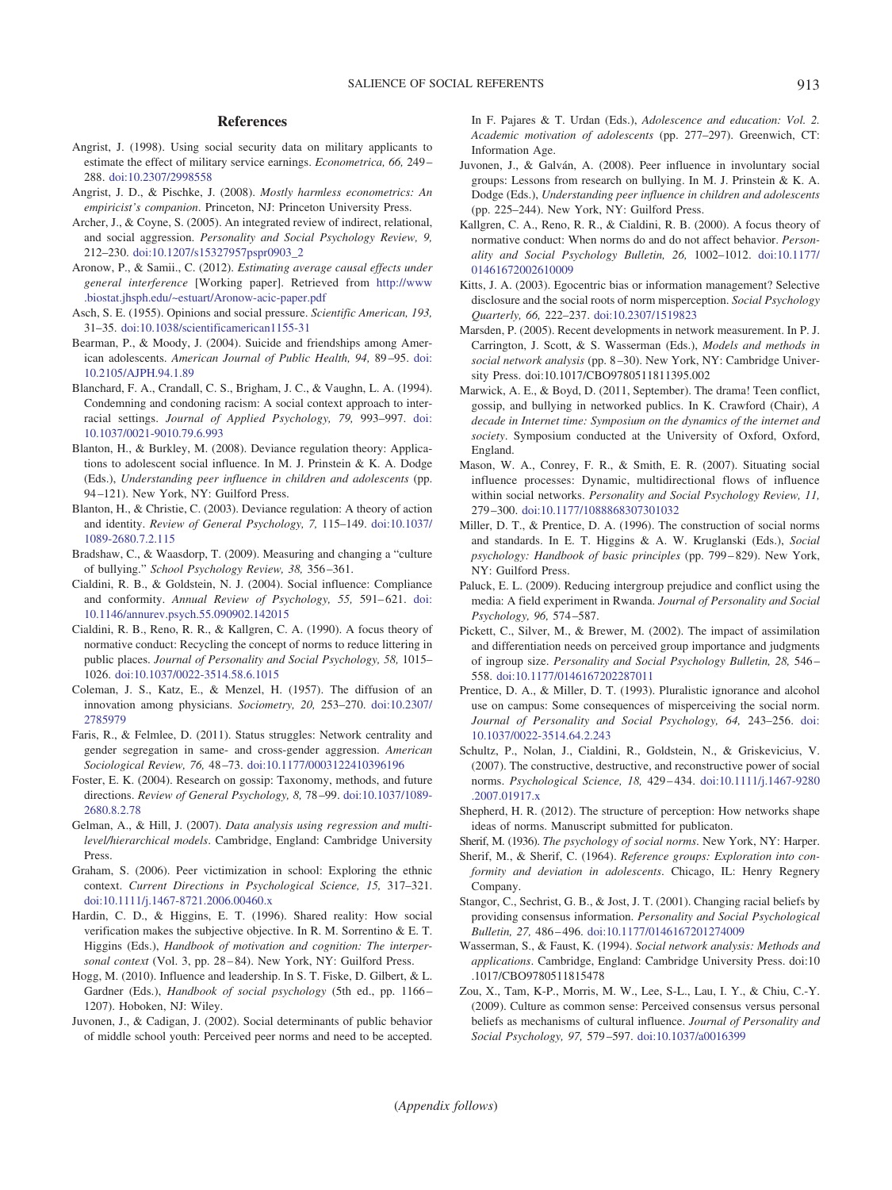# References

Angrist, J. (1998). Using social security data on military applicants to estimate the effect of military service earnings. *Econometrica, 66,* 249–288. doi:10.2307/2998558

Angrist, J. D., & Pischke, J. (2008). *Mostly harmless econometrics: An empiricist's companion*. Princeton, NJ: Princeton University Press.

Archer, J., & Coyne, S. (2005). An integrated review of indirect, relational, and social aggression. *Personality and Social Psychology Review, 9,* 212–230. doi:10.1207/s15327957pspr0903_2

Aronow, P., & Samii., C. (2012). *Estimating average causal effects under general interference* [Working paper]. Retrieved from http://www.biostat.jhsph.edu/~estuart/Aronow-acic-paper.pdf

Asch, S. E. (1955). Opinions and social pressure. *Scientific American, 193,* 31–35. doi:10.1038/scientificamerican1155-31

Bearman, P., & Moody, J. (2004). Suicide and friendships among American adolescents. *American Journal of Public Health, 94,* 89–95. doi:10.2105/AJPH.94.1.89

Blanchard, F. A., Crandall, C. S., Brigham, J. C., & Vaughn, L. A. (1994). Condemning and condoning racism: A social context approach to interracial settings. *Journal of Applied Psychology, 79,* 993–997. doi:10.1037/0021-9010.79.6.993

Blanton, H., & Burkley, M. (2008). Deviance regulation theory: Applications to adolescent social influence. In M. J. Prinstein & K. A. Dodge (Eds.), *Understanding peer influence in children and adolescents* (pp. 94–121). New York, NY: Guilford Press.

Blanton, H., & Christie, C. (2003). Deviance regulation: A theory of action and identity. *Review of General Psychology, 7,* 115–149. doi:10.1037/1089-2680.7.2.115

Bradshaw, C., & Waasdorp, T. (2009). Measuring and changing a "culture of bullying." *School Psychology Review, 38,* 356–361.

Cialdini, R. B., & Goldstein, N. J. (2004). Social influence: Compliance and conformity. *Annual Review of Psychology, 55,* 591–621. doi:10.1146/annurev.psych.55.090902.142015

Cialdini, R. B., Reno, R. R., & Kallgren, C. A. (1990). A focus theory of normative conduct: Recycling the concept of norms to reduce littering in public places. *Journal of Personality and Social Psychology, 58,* 1015–1026. doi:10.1037/0022-3514.58.6.1015

Coleman, J. S., Katz, E., & Menzel, H. (1957). The diffusion of an innovation among physicians. *Sociometry, 20,* 253–270. doi:10.2307/2785979

Faris, R., & Felmlee, D. (2011). Status struggles: Network centrality and gender segregation in same- and cross-gender aggression. *American Sociological Review, 76,* 48–73. doi:10.1177/0003122410396196

Foster, E. K. (2004). Research on gossip: Taxonomy, methods, and future directions. *Review of General Psychology, 8,* 78–99. doi:10.1037/1089-2680.8.2.78

Gelman, A., & Hill, J. (2007). *Data analysis using regression and multilevel/hierarchical models*. Cambridge, England: Cambridge University Press.

Graham, S. (2006). Peer victimization in school: Exploring the ethnic context. *Current Directions in Psychological Science, 15,* 317–321. doi:10.1111/j.1467-8721.2006.00460.x

Hardin, C. D., & Higgins, E. T. (1996). Shared reality: How social verification makes the subjective objective. In R. M. Sorrentino & E. T. Higgins (Eds.), *Handbook of motivation and cognition: The interpersonal context* (Vol. 3, pp. 28–84). New York, NY: Guilford Press.

Hogg, M. (2010). Influence and leadership. In S. T. Fiske, D. Gilbert, & L. Gardner (Eds.), *Handbook of social psychology* (5th ed., pp. 1166–1207). Hoboken, NJ: Wiley.

Juvonen, J., & Cadigan, J. (2002). Social determinants of public behavior of middle school youth: Perceived peer norms and need to be accepted. In F. Pajares & T. Urdan (Eds.), *Adolescence and education: Vol. 2. Academic motivation of adolescents* (pp. 277–297). Greenwich, CT: Information Age.

Juvonen, J., & Galván, A. (2008). Peer influence in involuntary social groups: Lessons from research on bullying. In M. J. Prinstein & K. A. Dodge (Eds.), *Understanding peer influence in children and adolescents* (pp. 225–244). New York, NY: Guilford Press.

Kallgren, C. A., Reno, R. R., & Cialdini, R. B. (2000). A focus theory of normative conduct: When norms do and do not affect behavior. *Personality and Social Psychology Bulletin, 26,* 1002–1012. doi:10.1177/01461672002610009

Kitts, J. A. (2003). Egocentric bias or information management? Selective disclosure and the social roots of norm misperception. *Social Psychology Quarterly, 66,* 222–237. doi:10.2307/1519823

Marsden, P. (2005). Recent developments in network measurement. In P. J. Carrington, J. Scott, & S. Wasserman (Eds.), *Models and methods in social network analysis* (pp. 8–30). New York, NY: Cambridge University Press. doi:10.1017/CBO9780511811395.002

Marwick, A. E., & Boyd, D. (2011, September). The drama! Teen conflict, gossip, and bullying in networked publics. In K. Crawford (Chair), *A decade in Internet time: Symposium on the dynamics of the internet and society*. Symposium conducted at the University of Oxford, Oxford, England.

Mason, W. A., Conrey, F. R., & Smith, E. R. (2007). Situating social influence processes: Dynamic, multidirectional flows of influence within social networks. *Personality and Social Psychology Review, 11,* 279–300. doi:10.1177/1088868307301032

Miller, D. T., & Prentice, D. A. (1996). The construction of social norms and standards. In E. T. Higgins & A. W. Kruglanski (Eds.), *Social psychology: Handbook of basic principles* (pp. 799–829). New York, NY: Guilford Press.

Paluck, E. L. (2009). Reducing intergroup prejudice and conflict using the media: A field experiment in Rwanda. *Journal of Personality and Social Psychology, 96,* 574–587.

Pickett, C., Silver, M., & Brewer, M. (2002). The impact of assimilation and differentiation needs on perceived group importance and judgments of ingroup size. *Personality and Social Psychology Bulletin, 28,* 546–558. doi:10.1177/0146167202287011

Prentice, D. A., & Miller, D. T. (1993). Pluralistic ignorance and alcohol use on campus: Some consequences of misperceiving the social norm. *Journal of Personality and Social Psychology, 64,* 243–256. doi:10.1037/0022-3514.64.2.243

Schultz, P., Nolan, J., Cialdini, R., Goldstein, N., & Griskevicius, V. (2007). The constructive, destructive, and reconstructive power of social norms. *Psychological Science, 18,* 429–434. doi:10.1111/j.1467-9280.2007.01917.x

Shepherd, H. R. (2012). The structure of perception: How networks shape ideas of norms. Manuscript submitted for publicaton.

Sherif, M. (1936). *The psychology of social norms*. New York, NY: Harper.

Sherif, M., & Sherif, C. (1964). *Reference groups: Exploration into conformity and deviation in adolescents*. Chicago, IL: Henry Regnery Company.

Stangor, C., Sechrist, G. B., & Jost, J. T. (2001). Changing racial beliefs by providing consensus information. *Personality and Social Psychological Bulletin, 27,* 486–496. doi:10.1177/0146167201274009

Wasserman, S., & Faust, K. (1994). *Social network analysis: Methods and applications*. Cambridge, England: Cambridge University Press. doi:10.1017/CBO9780511815478

Zou, X., Tam, K-P., Morris, M. W., Lee, S-L., Lau, I. Y., & Chiu, C.-Y. (2009). Culture as common sense: Perceived consensus versus personal beliefs as mechanisms of cultural influence. *Journal of Personality and Social Psychology, 97,* 579–597. doi:10.1037/a0016399

(*Appendix follows*)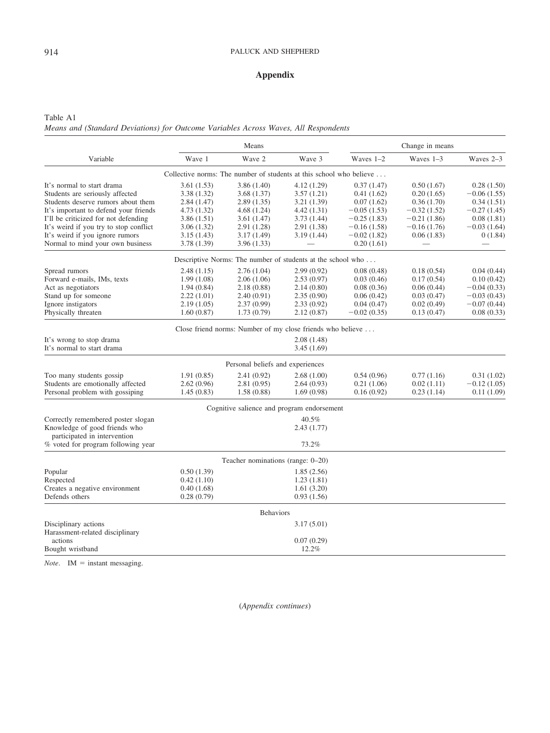## Appendix

Table A1
*Means and (Standard Deviations) for Outcome Variables Across Waves, All Respondents*

| Variable | Means | | | Change in means | | |
|---|---|---|---|---|---|---|
| | Wave 1 | Wave 2 | Wave 3 | Waves 1–2 | Waves 1–3 | Waves 2–3 |
| Collective norms: The number of students at this school who believe . . . | | | | | | |
| It's normal to start drama | 3.61 (1.53) | 3.86 (1.40) | 4.12 (1.29) | 0.37 (1.47) | 0.50 (1.67) | 0.28 (1.50) |
| Students are seriously affected | 3.38 (1.32) | 3.68 (1.37) | 3.57 (1.21) | 0.41 (1.62) | 0.20 (1.65) | −0.06 (1.55) |
| Students deserve rumors about them | 2.84 (1.47) | 2.89 (1.35) | 3.21 (1.39) | 0.07 (1.62) | 0.36 (1.70) | 0.34 (1.51) |
| It's important to defend your friends | 4.73 (1.32) | 4.68 (1.24) | 4.42 (1.31) | −0.05 (1.53) | −0.32 (1.52) | −0.27 (1.45) |
| I'll be criticized for not defending | 3.86 (1.51) | 3.61 (1.47) | 3.73 (1.44) | −0.25 (1.83) | −0.21 (1.86) | 0.08 (1.81) |
| It's weird if you try to stop conflict | 3.06 (1.32) | 2.91 (1.28) | 2.91 (1.38) | −0.16 (1.58) | −0.16 (1.76) | −0.03 (1.64) |
| It's weird if you ignore rumors | 3.15 (1.43) | 3.17 (1.49) | 3.19 (1.44) | −0.02 (1.82) | 0.06 (1.83) | 0 (1.84) |
| Normal to mind your own business | 3.78 (1.39) | 3.96 (1.33) | — | 0.20 (1.61) | — | — |
| Descriptive Norms: The number of students at the school who . . . | | | | | | |
| Spread rumors | 2.48 (1.15) | 2.76 (1.04) | 2.99 (0.92) | 0.08 (0.48) | 0.18 (0.54) | 0.04 (0.44) |
| Forward e-mails, IMs, texts | 1.99 (1.08) | 2.06 (1.06) | 2.53 (0.97) | 0.03 (0.46) | 0.17 (0.54) | 0.10 (0.42) |
| Act as negotiators | 1.94 (0.84) | 2.18 (0.88) | 2.14 (0.80) | 0.08 (0.36) | 0.06 (0.44) | −0.04 (0.33) |
| Stand up for someone | 2.22 (1.01) | 2.40 (0.91) | 2.35 (0.90) | 0.06 (0.42) | 0.03 (0.47) | −0.03 (0.43) |
| Ignore instigators | 2.19 (1.05) | 2.37 (0.99) | 2.33 (0.92) | 0.04 (0.47) | 0.02 (0.49) | −0.07 (0.44) |
| Physically threaten | 1.60 (0.87) | 1.73 (0.79) | 2.12 (0.87) | −0.02 (0.35) | 0.13 (0.47) | 0.08 (0.33) |
| Close friend norms: Number of my close friends who believe . . . | | | | | | |
| It's wrong to stop drama | | | 2.08 (1.48) | | | |
| It's normal to start drama | | | 3.45 (1.69) | | | |
| Personal beliefs and experiences | | | | | | |
| Too many students gossip | 1.91 (0.85) | 2.41 (0.92) | 2.68 (1.00) | 0.54 (0.96) | 0.77 (1.16) | 0.31 (1.02) |
| Students are emotionally affected | 2.62 (0.96) | 2.81 (0.95) | 2.64 (0.93) | 0.21 (1.06) | 0.02 (1.11) | −0.12 (1.05) |
| Personal problem with gossiping | 1.45 (0.83) | 1.58 (0.88) | 1.69 (0.98) | 0.16 (0.92) | 0.23 (1.14) | 0.11 (1.09) |
| Cognitive salience and program endorsement | | | | | | |
| Correctly remembered poster slogan | | | 40.5% | | | |
| Knowledge of good friends who participated in intervention | | | 2.43 (1.77) | | | |
| % voted for program following year | | | 73.2% | | | |
| Teacher nominations (range: 0–20) | | | | | | |
| Popular | 0.50 (1.39) | | 1.85 (2.56) | | | |
| Respected | 0.42 (1.10) | | 1.23 (1.81) | | | |
| Creates a negative environment | 0.40 (1.68) | | 1.61 (3.20) | | | |
| Defends others | 0.28 (0.79) | | 0.93 (1.56) | | | |
| Behaviors | | | | | | |
| Disciplinary actions | | | 3.17 (5.01) | | | |
| Harassment-related disciplinary actions | | | 0.07 (0.29) | | | |
| Bought wristband | | | 12.2% | | | |

*Note*. IM = instant messaging.

(*Appendix continues*)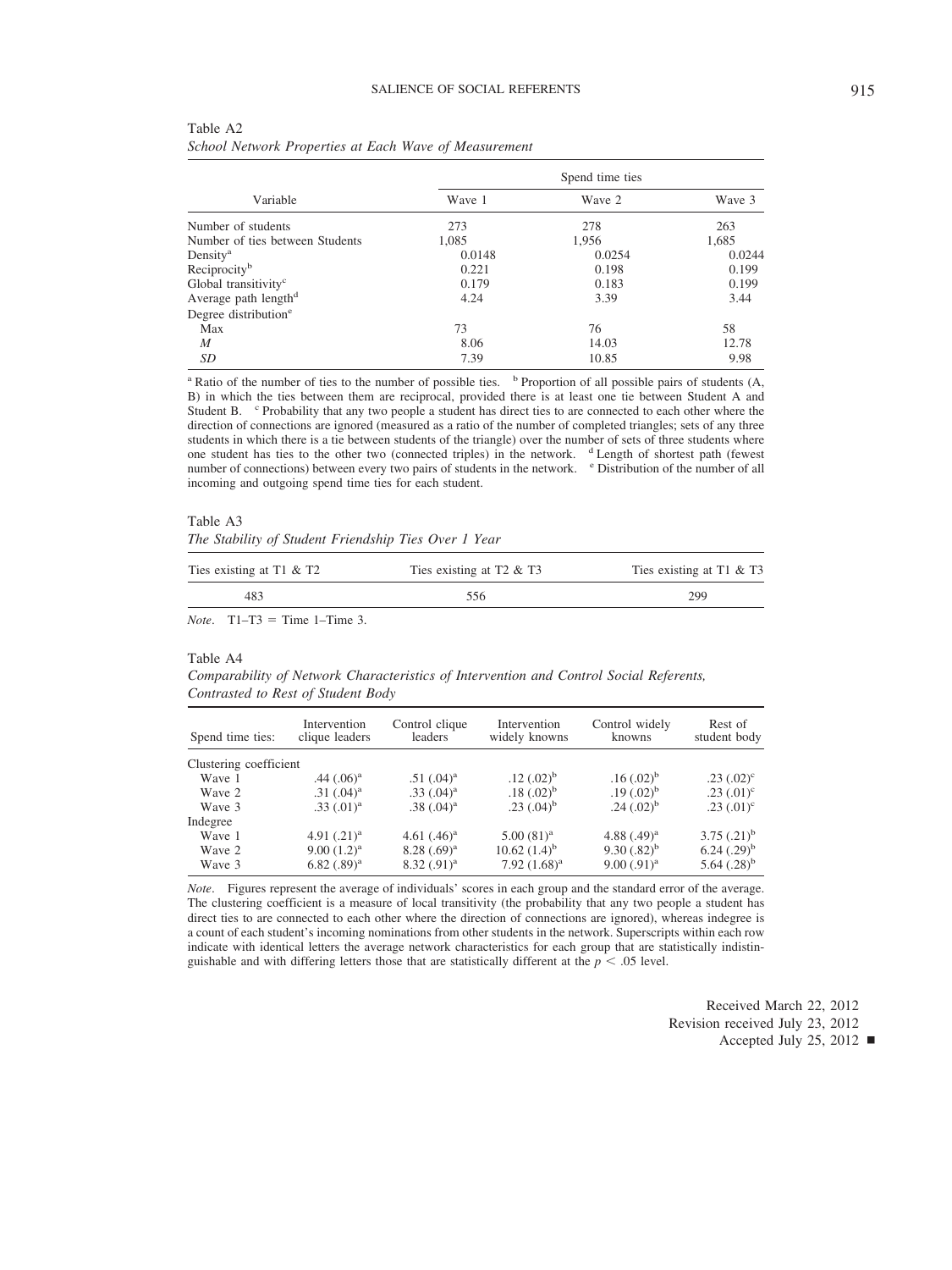Table A2

*School Network Properties at Each Wave of Measurement*

| Variable | Spend time ties | | |
|---|---|---|---|
| | Wave 1 | Wave 2 | Wave 3 |
| Number of students | 273 | 278 | 263 |
| Number of ties between Students | 1,085 | 1,956 | 1,685 |
| Density[a] | 0.0148 | 0.0254 | 0.0244 |
| Reciprocity[b] | 0.221 | 0.198 | 0.199 |
| Global transitivity[c] | 0.179 | 0.183 | 0.199 |
| Average path length[d] | 4.24 | 3.39 | 3.44 |
| Degree distribution[e] | | | |
| Max | 73 | 76 | 58 |
| *M* | 8.06 | 14.03 | 12.78 |
| *SD* | 7.39 | 10.85 | 9.98 |

[a] Ratio of the number of ties to the number of possible ties. [b] Proportion of all possible pairs of students (A, B) in which the ties between them are reciprocal, provided there is at least one tie between Student A and Student B. [c] Probability that any two people a student has direct ties to are connected to each other where the direction of connections are ignored (measured as a ratio of the number of completed triangles; sets of any three students in which there is a tie between students of the triangle) over the number of sets of three students where one student has ties to the other two (connected triples) in the network. [d] Length of shortest path (fewest number of connections) between every two pairs of students in the network. [e] Distribution of the number of all incoming and outgoing spend time ties for each student.

Table A3

*The Stability of Student Friendship Ties Over 1 Year*

| Ties existing at T1 & T2 | Ties existing at T2 & T3 | Ties existing at T1 & T3 |
|---|---|---|
| 483 | 556 | 299 |

*Note*. T1–T3 = Time 1–Time 3.

Table A4

*Comparability of Network Characteristics of Intervention and Control Social Referents, Contrasted to Rest of Student Body*

| Spend time ties: | Intervention clique leaders | Control clique leaders | Intervention widely knowns | Control widely knowns | Rest of student body |
|---|---|---|---|---|---|
| Clustering coefficient | | | | | |
| Wave 1 | .44 (.06)[a] | .51 (.04)[a] | .12 (.02)[b] | .16 (.02)[b] | .23 (.02)[c] |
| Wave 2 | .31 (.04)[a] | .33 (.04)[a] | .18 (.02)[b] | .19 (.02)[b] | .23 (.01)[c] |
| Wave 3 | .33 (.01)[a] | .38 (.04)[a] | .23 (.04)[b] | .24 (.02)[b] | .23 (.01)[c] |
| Indegree | | | | | |
| Wave 1 | 4.91 (.21)[a] | 4.61 (.46)[a] | 5.00 (81)[a] | 4.88 (.49)[a] | 3.75 (.21)[b] |
| Wave 2 | 9.00 (1.2)[a] | 8.28 (.69)[a] | 10.62 (1.4)[b] | 9.30 (.82)[b] | 6.24 (.29)[b] |
| Wave 3 | 6.82 (.89)[a] | 8.32 (.91)[a] | 7.92 (1.68)[a] | 9.00 (.91)[a] | 5.64 (.28)[b] |

*Note*. Figures represent the average of individuals' scores in each group and the standard error of the average. The clustering coefficient is a measure of local transitivity (the probability that any two people a student has direct ties to are connected to each other where the direction of connections are ignored), whereas indegree is a count of each student's incoming nominations from other students in the network. Superscripts within each row indicate with identical letters the average network characteristics for each group that are statistically indistinguishable and with differing letters those that are statistically different at the $p < .05$ level.

Received March 22, 2012
Revision received July 23, 2012
Accepted July 25, 2012 ■